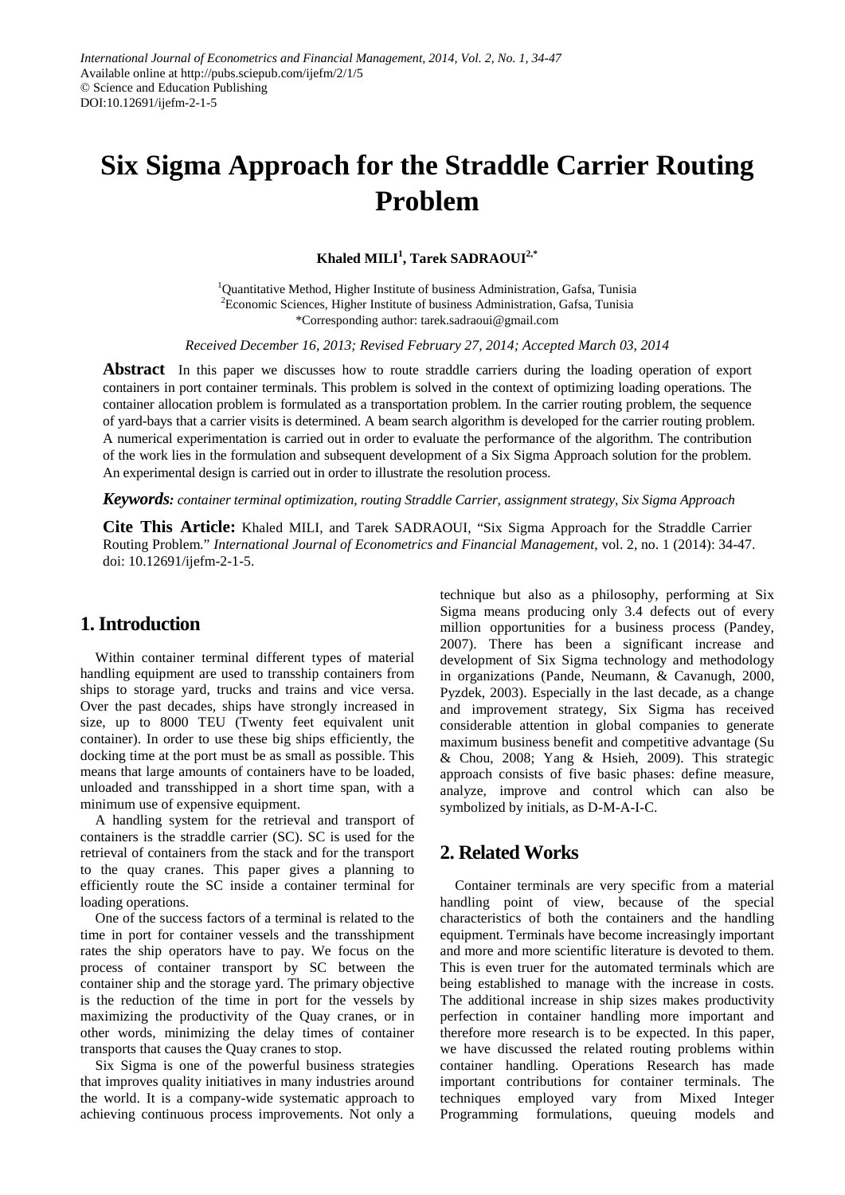# Six Sigma Approach for the Straddle Carrier Routing Problem

**Khaled MILI[1], Tarek SADRAOUI[2,*]**

[1]Quantitative Method, Higher Institute of business Administration, Gafsa, Tunisia
[2]Economic Sciences, Higher Institute of business Administration, Gafsa, Tunisia
*Corresponding author: tarek.sadraoui@gmail.com

*Received December 16, 2013; Revised February 27, 2014; Accepted March 03, 2014*

**Abstract** In this paper we discusses how to route straddle carriers during the loading operation of export containers in port container terminals. This problem is solved in the context of optimizing loading operations. The container allocation problem is formulated as a transportation problem. In the carrier routing problem, the sequence of yard-bays that a carrier visits is determined. A beam search algorithm is developed for the carrier routing problem. A numerical experimentation is carried out in order to evaluate the performance of the algorithm. The contribution of the work lies in the formulation and subsequent development of a Six Sigma Approach solution for the problem. An experimental design is carried out in order to illustrate the resolution process.

***Keywords:*** *container terminal optimization, routing Straddle Carrier, assignment strategy, Six Sigma Approach*

**Cite This Article:** Khaled MILI, and Tarek SADRAOUI, "Six Sigma Approach for the Straddle Carrier Routing Problem." *International Journal of Econometrics and Financial Management*, vol. 2, no. 1 (2014): 34-47. doi: 10.12691/ijefm-2-1-5.

## 1. Introduction

Within container terminal different types of material handling equipment are used to transship containers from ships to storage yard, trucks and trains and vice versa. Over the past decades, ships have strongly increased in size, up to 8000 TEU (Twenty feet equivalent unit container). In order to use these big ships efficiently, the docking time at the port must be as small as possible. This means that large amounts of containers have to be loaded, unloaded and transshipped in a short time span, with a minimum use of expensive equipment.

A handling system for the retrieval and transport of containers is the straddle carrier (SC). SC is used for the retrieval of containers from the stack and for the transport to the quay cranes. This paper gives a planning to efficiently route the SC inside a container terminal for loading operations.

One of the success factors of a terminal is related to the time in port for container vessels and the transshipment rates the ship operators have to pay. We focus on the process of container transport by SC between the container ship and the storage yard. The primary objective is the reduction of the time in port for the vessels by maximizing the productivity of the Quay cranes, or in other words, minimizing the delay times of container transports that causes the Quay cranes to stop.

Six Sigma is one of the powerful business strategies that improves quality initiatives in many industries around the world. It is a company-wide systematic approach to achieving continuous process improvements. Not only a technique but also as a philosophy, performing at Six Sigma means producing only 3.4 defects out of every million opportunities for a business process (Pandey, 2007). There has been a significant increase and development of Six Sigma technology and methodology in organizations (Pande, Neumann, & Cavanugh, 2000, Pyzdek, 2003). Especially in the last decade, as a change and improvement strategy, Six Sigma has received considerable attention in global companies to generate maximum business benefit and competitive advantage (Su & Chou, 2008; Yang & Hsieh, 2009). This strategic approach consists of five basic phases: define measure, analyze, improve and control which can also be symbolized by initials, as D-M-A-I-C.

## 2. Related Works

Container terminals are very specific from a material handling point of view, because of the special characteristics of both the containers and the handling equipment. Terminals have become increasingly important and more and more scientific literature is devoted to them. This is even truer for the automated terminals which are being established to manage with the increase in costs. The additional increase in ship sizes makes productivity perfection in container handling more important and therefore more research is to be expected. In this paper, we have discussed the related routing problems within container handling. Operations Research has made important contributions for container terminals. The techniques employed vary from Mixed Integer Programming formulations, queuing models and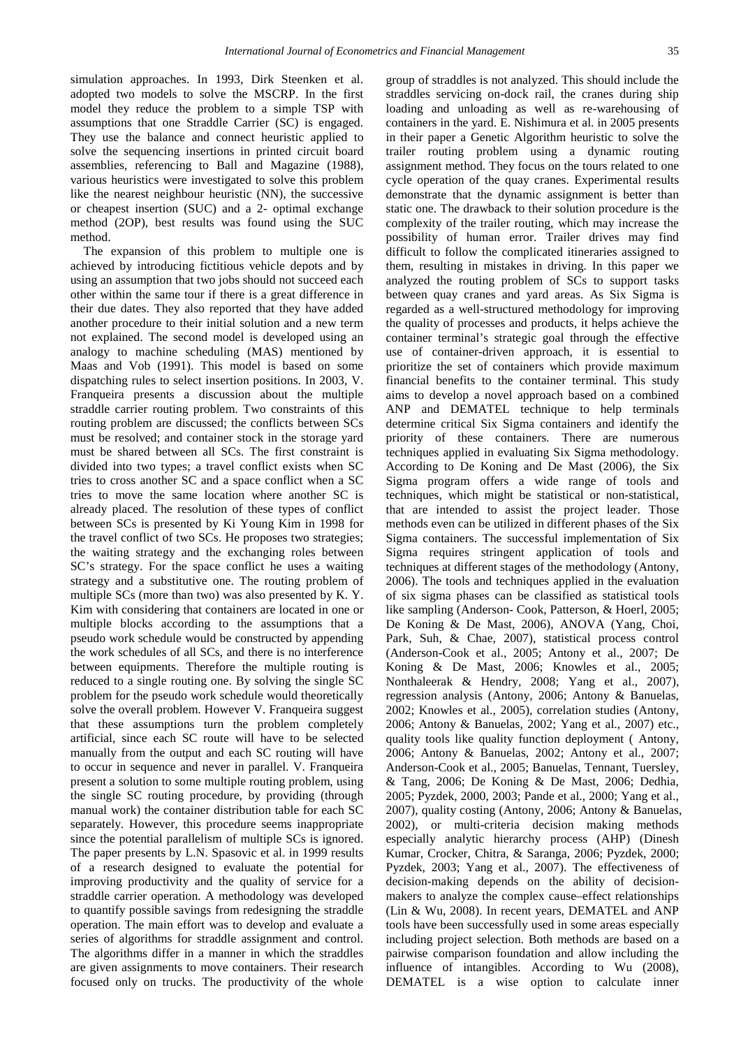simulation approaches. In 1993, Dirk Steenken et al. adopted two models to solve the MSCRP. In the first model they reduce the problem to a simple TSP with assumptions that one Straddle Carrier (SC) is engaged. They use the balance and connect heuristic applied to solve the sequencing insertions in printed circuit board assemblies, referencing to Ball and Magazine (1988), various heuristics were investigated to solve this problem like the nearest neighbour heuristic (NN), the successive or cheapest insertion (SUC) and a 2- optimal exchange method (2OP), best results was found using the SUC method.

The expansion of this problem to multiple one is achieved by introducing fictitious vehicle depots and by using an assumption that two jobs should not succeed each other within the same tour if there is a great difference in their due dates. They also reported that they have added another procedure to their initial solution and a new term not explained. The second model is developed using an analogy to machine scheduling (MAS) mentioned by Maas and Vob (1991). This model is based on some dispatching rules to select insertion positions. In 2003, V. Franqueira presents a discussion about the multiple straddle carrier routing problem. Two constraints of this routing problem are discussed; the conflicts between SCs must be resolved; and container stock in the storage yard must be shared between all SCs. The first constraint is divided into two types; a travel conflict exists when SC tries to cross another SC and a space conflict when a SC tries to move the same location where another SC is already placed. The resolution of these types of conflict between SCs is presented by Ki Young Kim in 1998 for the travel conflict of two SCs. He proposes two strategies; the waiting strategy and the exchanging roles between SC's strategy. For the space conflict he uses a waiting strategy and a substitutive one. The routing problem of multiple SCs (more than two) was also presented by K. Y. Kim with considering that containers are located in one or multiple blocks according to the assumptions that a pseudo work schedule would be constructed by appending the work schedules of all SCs, and there is no interference between equipments. Therefore the multiple routing is reduced to a single routing one. By solving the single SC problem for the pseudo work schedule would theoretically solve the overall problem. However V. Franqueira suggest that these assumptions turn the problem completely artificial, since each SC route will have to be selected manually from the output and each SC routing will have to occur in sequence and never in parallel. V. Franqueira present a solution to some multiple routing problem, using the single SC routing procedure, by providing (through manual work) the container distribution table for each SC separately. However, this procedure seems inappropriate since the potential parallelism of multiple SCs is ignored. The paper presents by L.N. Spasovic et al. in 1999 results of a research designed to evaluate the potential for improving productivity and the quality of service for a straddle carrier operation. A methodology was developed to quantify possible savings from redesigning the straddle operation. The main effort was to develop and evaluate a series of algorithms for straddle assignment and control. The algorithms differ in a manner in which the straddles are given assignments to move containers. Their research focused only on trucks. The productivity of the whole group of straddles is not analyzed. This should include the straddles servicing on-dock rail, the cranes during ship loading and unloading as well as re-warehousing of containers in the yard. E. Nishimura et al. in 2005 presents in their paper a Genetic Algorithm heuristic to solve the trailer routing problem using a dynamic routing assignment method. They focus on the tours related to one cycle operation of the quay cranes. Experimental results demonstrate that the dynamic assignment is better than static one. The drawback to their solution procedure is the complexity of the trailer routing, which may increase the possibility of human error. Trailer drives may find difficult to follow the complicated itineraries assigned to them, resulting in mistakes in driving. In this paper we analyzed the routing problem of SCs to support tasks between quay cranes and yard areas. As Six Sigma is regarded as a well-structured methodology for improving the quality of processes and products, it helps achieve the container terminal's strategic goal through the effective use of container-driven approach, it is essential to prioritize the set of containers which provide maximum financial benefits to the container terminal. This study aims to develop a novel approach based on a combined ANP and DEMATEL technique to help terminals determine critical Six Sigma containers and identify the priority of these containers. There are numerous techniques applied in evaluating Six Sigma methodology. According to De Koning and De Mast (2006), the Six Sigma program offers a wide range of tools and techniques, which might be statistical or non-statistical, that are intended to assist the project leader. Those methods even can be utilized in different phases of the Six Sigma containers. The successful implementation of Six Sigma requires stringent application of tools and techniques at different stages of the methodology (Antony, 2006). The tools and techniques applied in the evaluation of six sigma phases can be classified as statistical tools like sampling (Anderson- Cook, Patterson, & Hoerl, 2005; De Koning & De Mast, 2006), ANOVA (Yang, Choi, Park, Suh, & Chae, 2007), statistical process control (Anderson-Cook et al., 2005; Antony et al., 2007; De Koning & De Mast, 2006; Knowles et al., 2005; Nonthaleerak & Hendry, 2008; Yang et al., 2007), regression analysis (Antony, 2006; Antony & Banuelas, 2002; Knowles et al., 2005), correlation studies (Antony, 2006; Antony & Banuelas, 2002; Yang et al., 2007) etc., quality tools like quality function deployment ( Antony, 2006; Antony & Banuelas, 2002; Antony et al., 2007; Anderson-Cook et al., 2005; Banuelas, Tennant, Tuersley, & Tang, 2006; De Koning & De Mast, 2006; Dedhia, 2005; Pyzdek, 2000, 2003; Pande et al., 2000; Yang et al., 2007), quality costing (Antony, 2006; Antony & Banuelas, 2002), or multi-criteria decision making methods especially analytic hierarchy process (AHP) (Dinesh Kumar, Crocker, Chitra, & Saranga, 2006; Pyzdek, 2000; Pyzdek, 2003; Yang et al., 2007). The effectiveness of decision-making depends on the ability of decision-makers to analyze the complex cause–effect relationships (Lin & Wu, 2008). In recent years, DEMATEL and ANP tools have been successfully used in some areas especially including project selection. Both methods are based on a pairwise comparison foundation and allow including the influence of intangibles. According to Wu (2008), DEMATEL is a wise option to calculate inner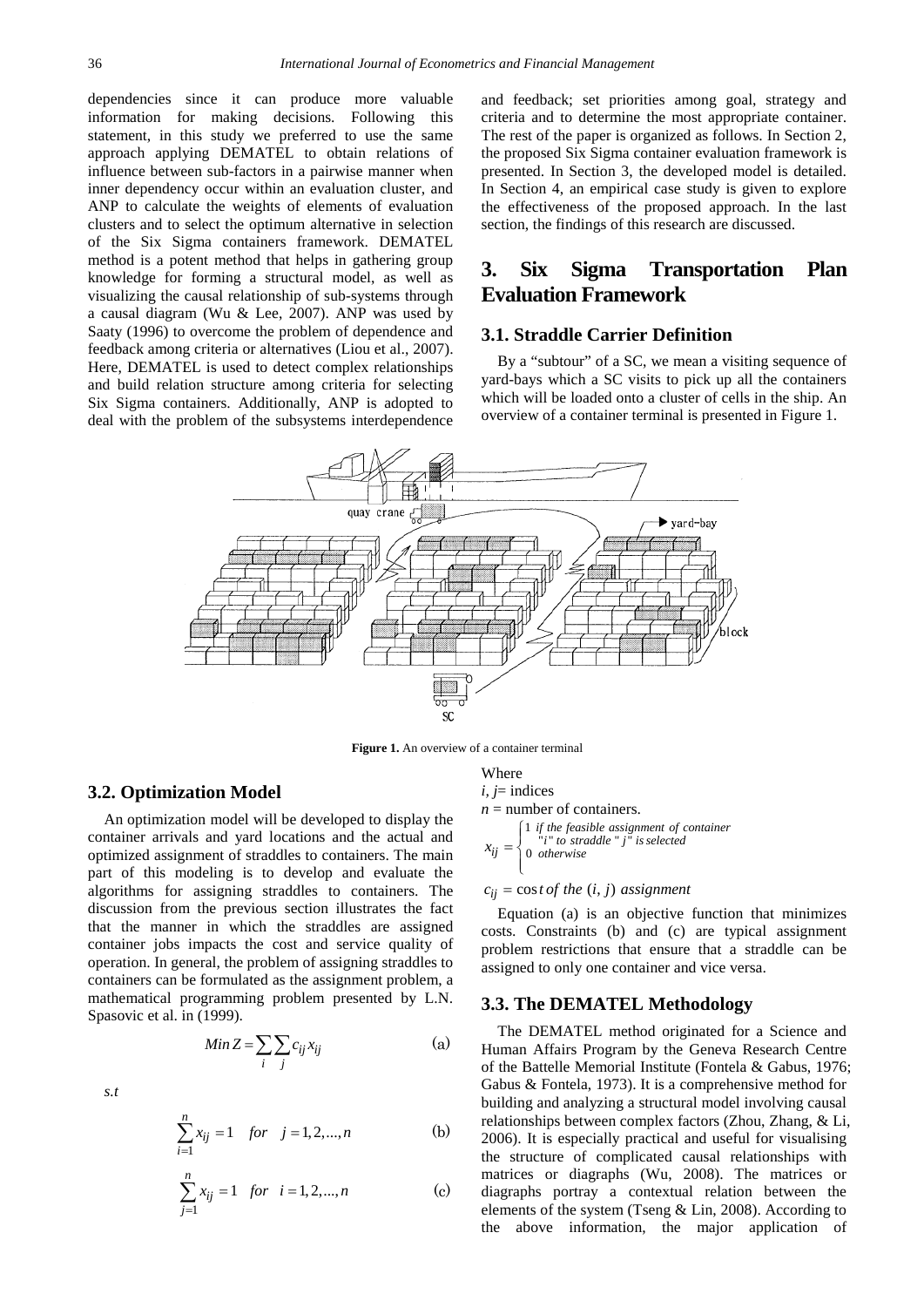dependencies since it can produce more valuable information for making decisions. Following this statement, in this study we preferred to use the same approach applying DEMATEL to obtain relations of influence between sub-factors in a pairwise manner when inner dependency occur within an evaluation cluster, and ANP to calculate the weights of elements of evaluation clusters and to select the optimum alternative in selection of the Six Sigma containers framework. DEMATEL method is a potent method that helps in gathering group knowledge for forming a structural model, as well as visualizing the causal relationship of sub-systems through a causal diagram (Wu & Lee, 2007). ANP was used by Saaty (1996) to overcome the problem of dependence and feedback among criteria or alternatives (Liou et al., 2007). Here, DEMATEL is used to detect complex relationships and build relation structure among criteria for selecting Six Sigma containers. Additionally, ANP is adopted to deal with the problem of the subsystems interdependence and feedback; set priorities among goal, strategy and criteria and to determine the most appropriate container. The rest of the paper is organized as follows. In Section 2, the proposed Six Sigma container evaluation framework is presented. In Section 3, the developed model is detailed. In Section 4, an empirical case study is given to explore the effectiveness of the proposed approach. In the last section, the findings of this research are discussed.

# 3. Six Sigma Transportation Plan Evaluation Framework

## 3.1. Straddle Carrier Definition

By a "subtour" of a SC, we mean a visiting sequence of yard-bays which a SC visits to pick up all the containers which will be loaded onto a cluster of cells in the ship. An overview of a container terminal is presented in Figure 1.

**Figure 1.** An overview of a container terminal

## 3.2. Optimization Model

An optimization model will be developed to display the container arrivals and yard locations and the actual and optimized assignment of straddles to containers. The main part of this modeling is to develop and evaluate the algorithms for assigning straddles to containers. The discussion from the previous section illustrates the fact that the manner in which the straddles are assigned container jobs impacts the cost and service quality of operation. In general, the problem of assigning straddles to containers can be formulated as the assignment problem, a mathematical programming problem presented by L.N. Spasovic et al. in (1999).

$$Min\, Z = \sum_{i} \sum_{j} c_{ij} x_{ij} \qquad \text{(a)}$$

*s.t*

$$\sum_{i=1}^{n} x_{ij} = 1 \quad for \quad j = 1, 2, ..., n \qquad \text{(b)}$$

$$\sum_{j=1}^{n} x_{ij} = 1 \quad for \quad i = 1, 2, ..., n \qquad \text{(c)}$$

Where

$i, j$= indices

$n$ = number of containers.

$$x_{ij} = \begin{cases} 1 \;\; \textit{if the feasible assignment of container "i" to straddle "j" is selected} \\ 0 \;\; \textit{otherwise} \end{cases}$$

$c_{ij} = \cos t\; of\; the\; (i, j)\; assignment$

Equation (a) is an objective function that minimizes costs. Constraints (b) and (c) are typical assignment problem restrictions that ensure that a straddle can be assigned to only one container and vice versa.

## 3.3. The DEMATEL Methodology

The DEMATEL method originated for a Science and Human Affairs Program by the Geneva Research Centre of the Battelle Memorial Institute (Fontela & Gabus, 1976; Gabus & Fontela, 1973). It is a comprehensive method for building and analyzing a structural model involving causal relationships between complex factors (Zhou, Zhang, & Li, 2006). It is especially practical and useful for visualising the structure of complicated causal relationships with matrices or diagraphs (Wu, 2008). The matrices or diagraphs portray a contextual relation between the elements of the system (Tseng & Lin, 2008). According to the above information, the major application of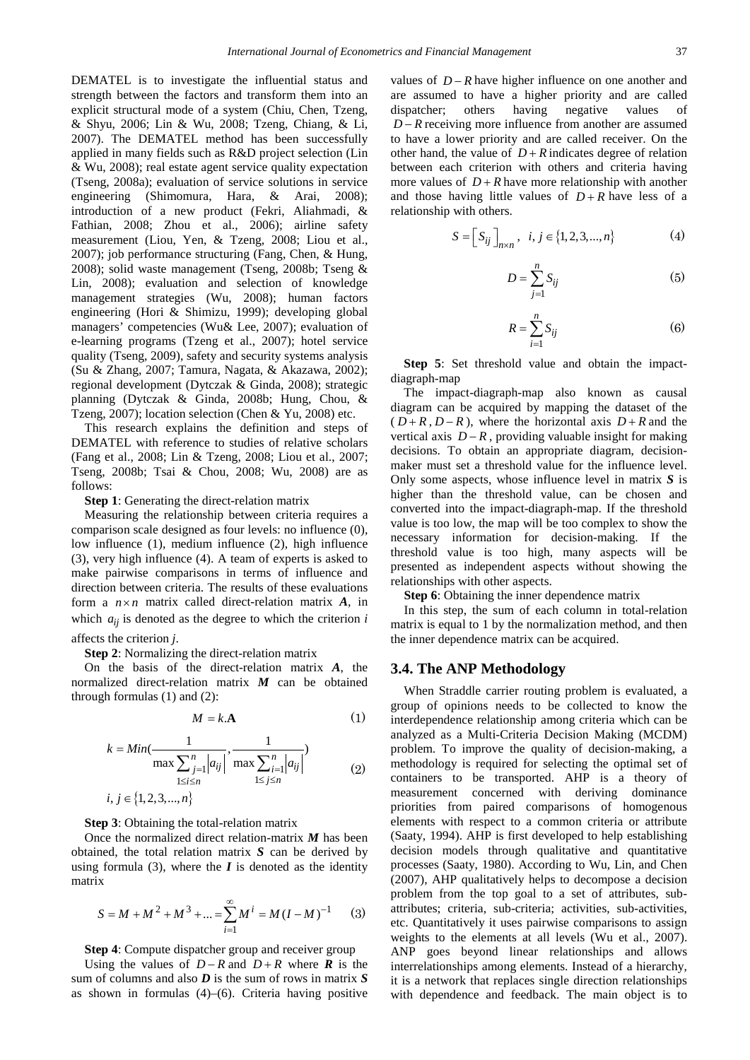DEMATEL is to investigate the influential status and strength between the factors and transform them into an explicit structural mode of a system (Chiu, Chen, Tzeng, & Shyu, 2006; Lin & Wu, 2008; Tzeng, Chiang, & Li, 2007). The DEMATEL method has been successfully applied in many fields such as R&D project selection (Lin & Wu, 2008); real estate agent service quality expectation (Tseng, 2008a); evaluation of service solutions in service engineering (Shimomura, Hara, & Arai, 2008); introduction of a new product (Fekri, Aliahmadi, & Fathian, 2008; Zhou et al., 2006); airline safety measurement (Liou, Yen, & Tzeng, 2008; Liou et al., 2007); job performance structuring (Fang, Chen, & Hung, 2008); solid waste management (Tseng, 2008b; Tseng & Lin, 2008); evaluation and selection of knowledge management strategies (Wu, 2008); human factors engineering (Hori & Shimizu, 1999); developing global managers' competencies (Wu& Lee, 2007); evaluation of e-learning programs (Tzeng et al., 2007); hotel service quality (Tseng, 2009), safety and security systems analysis (Su & Zhang, 2007; Tamura, Nagata, & Akazawa, 2002); regional development (Dytczak & Ginda, 2008); strategic planning (Dytczak & Ginda, 2008b; Hung, Chou, & Tzeng, 2007); location selection (Chen & Yu, 2008) etc.

This research explains the definition and steps of DEMATEL with reference to studies of relative scholars (Fang et al., 2008; Lin & Tzeng, 2008; Liou et al., 2007; Tseng, 2008b; Tsai & Chou, 2008; Wu, 2008) are as follows:

**Step 1**: Generating the direct-relation matrix

Measuring the relationship between criteria requires a comparison scale designed as four levels: no influence (0), low influence (1), medium influence (2), high influence (3), very high influence (4). A team of experts is asked to make pairwise comparisons in terms of influence and direction between criteria. The results of these evaluations form a $n \times n$ matrix called direct-relation matrix $\boldsymbol{A}$, in which $a_{ij}$ is denoted as the degree to which the criterion $i$ affects the criterion $j$.

**Step 2**: Normalizing the direct-relation matrix

On the basis of the direct-relation matrix $\boldsymbol{A}$, the normalized direct-relation matrix $\boldsymbol{M}$ can be obtained through formulas (1) and (2):

$$M = k.\mathbf{A} \tag{1}$$

$$k = Min\left(\frac{1}{\max\limits_{1 \le i \le n} \sum_{j=1}^{n} |a_{ij}|}, \frac{1}{\max\limits_{1 \le j \le n} \sum_{i=1}^{n} |a_{ij}|}\right) \tag{2}$$

$$i, j \in \{1, 2, 3, ..., n\}$$

**Step 3**: Obtaining the total-relation-matrix

Once the normalized direct relation-matrix $\boldsymbol{M}$ has been obtained, the total relation matrix $\boldsymbol{S}$ can be derived by using formula (3), where the $\boldsymbol{I}$ is denoted as the identity matrix

$$S = M + M^2 + M^3 + ... = \sum_{i=1}^{\infty} M^i = M(I - M)^{-1} \tag{3}$$

**Step 4**: Compute dispatcher group and receiver group

Using the values of $D - R$ and $D + R$ where $\boldsymbol{R}$ is the sum of columns and also $\boldsymbol{D}$ is the sum of rows in matrix $\boldsymbol{S}$ as shown in formulas (4)–(6). Criteria having positive values of $D - R$ have higher influence on one another and are assumed to have a higher priority and are called dispatcher; others having negative values of $D - R$ receiving more influence from another are assumed to have a lower priority and are called receiver. On the other hand, the value of $D + R$ indicates degree of relation between each criterion with others and criteria having more values of $D + R$ have more relationship with another and those having little values of $D + R$ have less of a relationship with others.

$$S = \left[ S_{ij} \right]_{n \times n}, \quad i, j \in \{1, 2, 3, ..., n\} \tag{4}$$

$$D = \sum_{j=1}^{n} S_{ij} \tag{5}$$

$$R = \sum_{i=1}^{n} S_{ij} \tag{6}$$

**Step 5**: Set threshold value and obtain the impact-diagraph-map

The impact-diagraph-map also known as causal diagram can be acquired by mapping the dataset of the ($D + R$, $D - R$), where the horizontal axis $D + R$ and the vertical axis $D - R$, providing valuable insight for making decisions. To obtain an appropriate diagram, decision-maker must set a threshold value for the influence level. Only some aspects, whose influence level in matrix $\boldsymbol{S}$ is higher than the threshold value, can be chosen and converted into the impact-diagraph-map. If the threshold value is too low, the map will be too complex to show the necessary information for decision-making. If the threshold value is too high, many aspects will be presented as independent aspects without showing the relationships with other aspects.

**Step 6**: Obtaining the inner dependence matrix

In this step, the sum of each column in total-relation matrix is equal to 1 by the normalization method, and then the inner dependence matrix can be acquired.

### 3.4. The ANP Methodology

When Straddle carrier routing problem is evaluated, a group of opinions needs to be collected to know the interdependence relationship among criteria which can be analyzed as a Multi-Criteria Decision Making (MCDM) problem. To improve the quality of decision-making, a methodology is required for selecting the optimal set of containers to be transported. AHP is a theory of measurement concerned with deriving dominance priorities from paired comparisons of homogenous elements with respect to a common criteria or attribute (Saaty, 1994). AHP is first developed to help establishing decision models through qualitative and quantitative processes (Saaty, 1980). According to Wu, Lin, and Chen (2007), AHP qualitatively helps to decompose a decision problem from the top goal to a set of attributes, sub-attributes; criteria, sub-criteria; activities, sub-activities, etc. Quantitatively it uses pairwise comparisons to assign weights to the elements at all levels (Wu et al., 2007). ANP goes beyond linear relationships and allows interrelationships among elements. Instead of a hierarchy, it is a network that replaces single direction relationships with dependence and feedback. The main object is to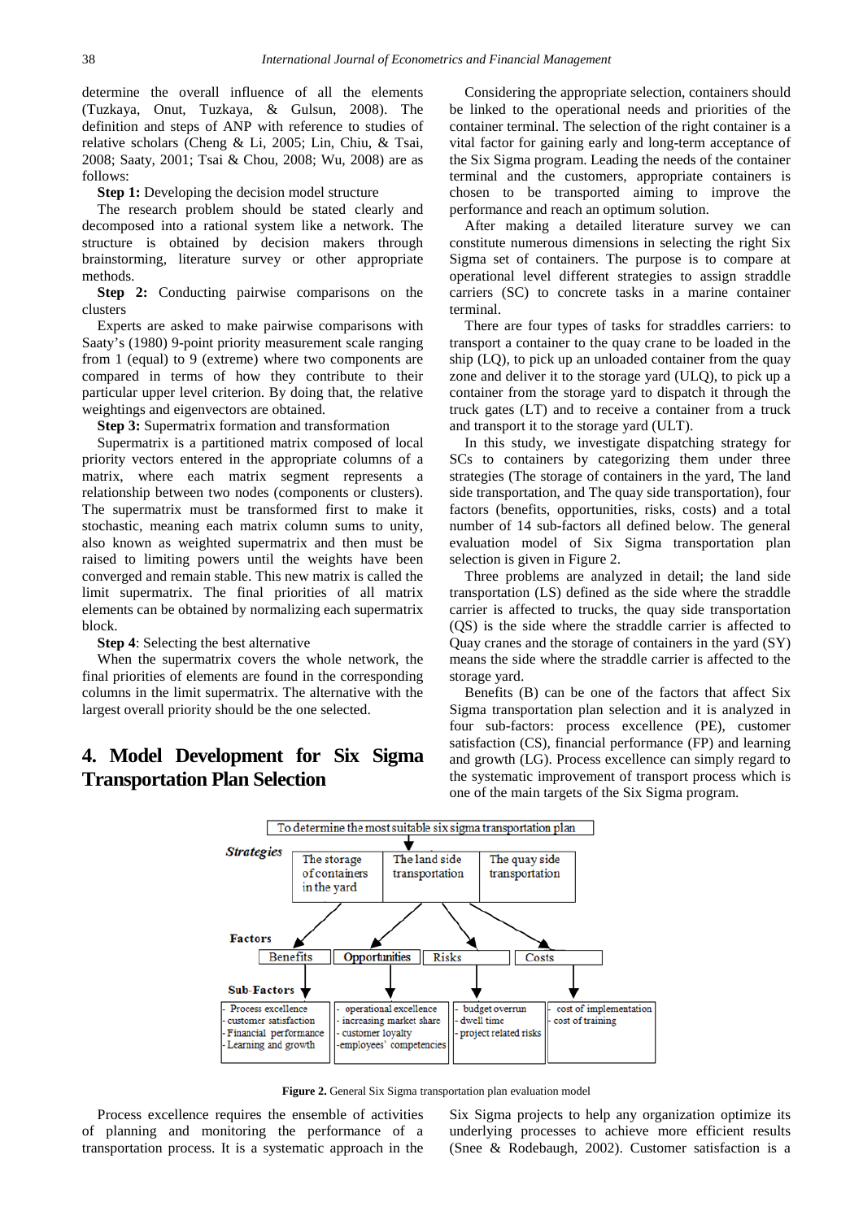determine the overall influence of all the elements (Tuzkaya, Onut, Tuzkaya, & Gulsun, 2008). The definition and steps of ANP with reference to studies of relative scholars (Cheng & Li, 2005; Lin, Chiu, & Tsai, 2008; Saaty, 2001; Tsai & Chou, 2008; Wu, 2008) are as follows:

**Step 1:** Developing the decision model structure

The research problem should be stated clearly and decomposed into a rational system like a network. The structure is obtained by decision makers through brainstorming, literature survey or other appropriate methods.

**Step 2:** Conducting pairwise comparisons on the clusters

Experts are asked to make pairwise comparisons with Saaty's (1980) 9-point priority measurement scale ranging from 1 (equal) to 9 (extreme) where two components are compared in terms of how they contribute to their particular upper level criterion. By doing that, the relative weightings and eigenvectors are obtained.

**Step 3:** Supermatrix formation and transformation

Supermatrix is a partitioned matrix composed of local priority vectors entered in the appropriate columns of a matrix, where each matrix segment represents a relationship between two nodes (components or clusters). The supermatrix must be transformed first to make it stochastic, meaning each matrix column sums to unity, also known as weighted supermatrix and then must be raised to limiting powers until the weights have been converged and remain stable. This new matrix is called the limit supermatrix. The final priorities of all matrix elements can be obtained by normalizing each supermatrix block.

**Step 4**: Selecting the best alternative

When the supermatrix covers the whole network, the final priorities of elements are found in the corresponding columns in the limit supermatrix. The alternative with the largest overall priority should be the one selected.

## 4. Model Development for Six Sigma Transportation Plan Selection

Considering the appropriate selection, containers should be linked to the operational needs and priorities of the container terminal. The selection of the right container is a vital factor for gaining early and long-term acceptance of the Six Sigma program. Leading the needs of the container terminal and the customers, appropriate containers is chosen to be transported aiming to improve the performance and reach an optimum solution.

After making a detailed literature survey we can constitute numerous dimensions in selecting the right Six Sigma set of containers. The purpose is to compare at operational level different strategies to assign straddle carriers (SC) to concrete tasks in a marine container terminal.

There are four types of tasks for straddles carriers: to transport a container to the quay crane to be loaded in the ship (LQ), to pick up an unloaded container from the quay zone and deliver it to the storage yard (ULQ), to pick up a container from the storage yard to dispatch it through the truck gates (LT) and to receive a container from a truck and transport it to the storage yard (ULT).

In this study, we investigate dispatching strategy for SCs to containers by categorizing them under three strategies (The storage of containers in the yard, The land side transportation, and The quay side transportation), four factors (benefits, opportunities, risks, costs) and a total number of 14 sub-factors all defined below. The general evaluation model of Six Sigma transportation plan selection is given in Figure 2.

Three problems are analyzed in detail; the land side transportation (LS) defined as the side where the straddle carrier is affected to trucks, the quay side transportation (QS) is the side where the straddle carrier is affected to Quay cranes and the storage of containers in the yard (SY) means the side where the straddle carrier is affected to the storage yard.

Benefits (B) can be one of the factors that affect Six Sigma transportation plan selection and it is analyzed in four sub-factors: process excellence (PE), customer satisfaction (CS), financial performance (FP) and learning and growth (LG). Process excellence can simply regard to the systematic improvement of transport process which is one of the main targets of the Six Sigma program.

To determine the most suitable six sigma transportation plan

Strategies

The storage of containers in the yard

The land side transportation

The quay side transportation

Factors

Benefits

Opportunities

Risks

Costs

Sub-Factors

- Process excellence
- customer satisfaction
- Financial performance
- Learning and growth

- operational excellence
- increasing market share
- customer loyalty
- employees' competencies

- budget overrun
- dwell time
- project related risks

- cost of implementation
- cost of training

**Figure 2.** General Six Sigma transportation plan evaluation model

Process excellence requires the ensemble of activities of planning and monitoring the performance of a transportation process. It is a systematic approach in the Six Sigma projects to help any organization optimize its underlying processes to achieve more efficient results (Snee & Rodebaugh, 2002). Customer satisfaction is a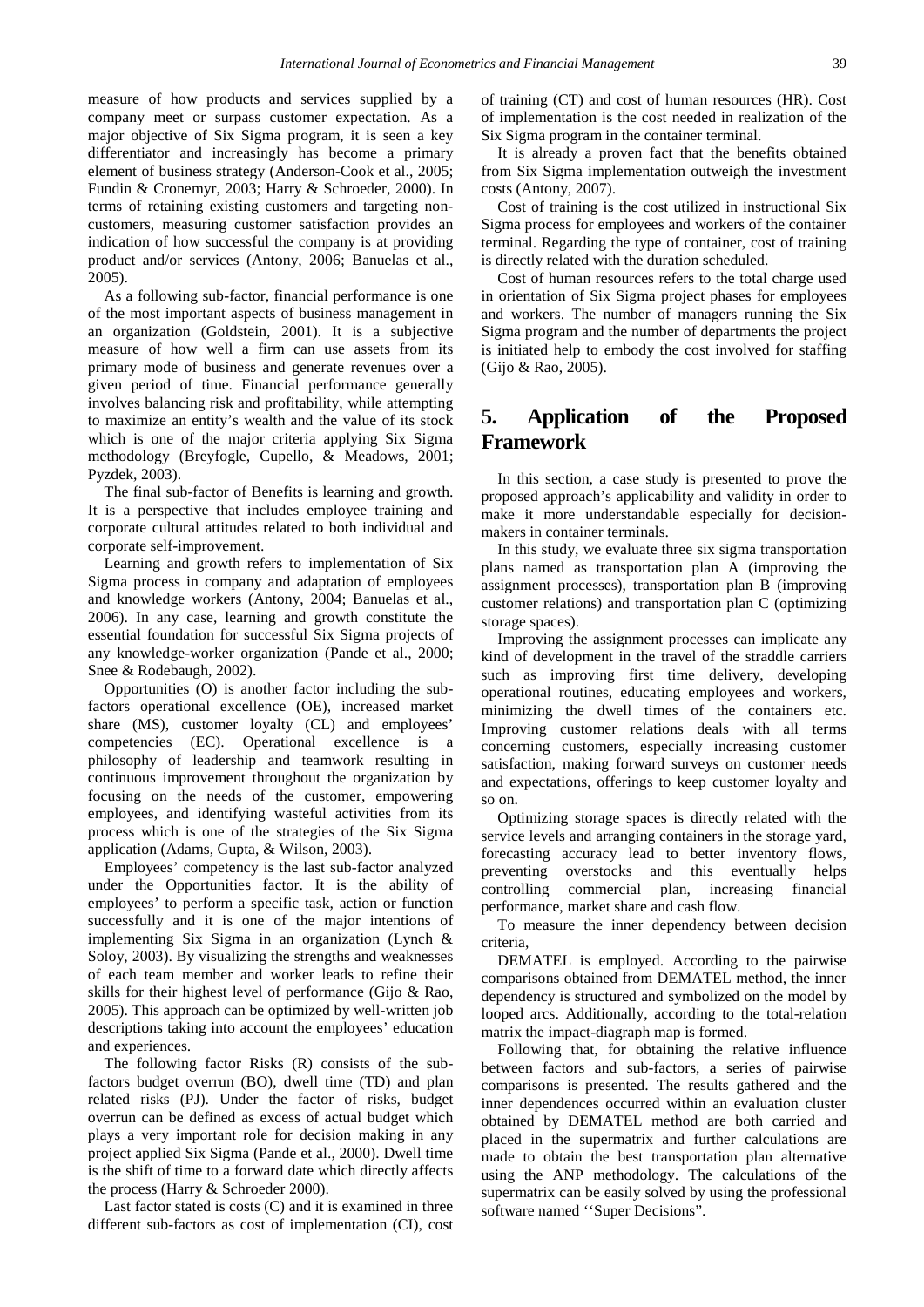measure of how products and services supplied by a company meet or surpass customer expectation. As a major objective of Six Sigma program, it is seen a key differentiator and increasingly has become a primary element of business strategy (Anderson-Cook et al., 2005; Fundin & Cronemyr, 2003; Harry & Schroeder, 2000). In terms of retaining existing customers and targeting non-customers, measuring customer satisfaction provides an indication of how successful the company is at providing product and/or services (Antony, 2006; Banuelas et al., 2005).

As a following sub-factor, financial performance is one of the most important aspects of business management in an organization (Goldstein, 2001). It is a subjective measure of how well a firm can use assets from its primary mode of business and generate revenues over a given period of time. Financial performance generally involves balancing risk and profitability, while attempting to maximize an entity's wealth and the value of its stock which is one of the major criteria applying Six Sigma methodology (Breyfogle, Cupello, & Meadows, 2001; Pyzdek, 2003).

The final sub-factor of Benefits is learning and growth. It is a perspective that includes employee training and corporate cultural attitudes related to both individual and corporate self-improvement.

Learning and growth refers to implementation of Six Sigma process in company and adaptation of employees and knowledge workers (Antony, 2004; Banuelas et al., 2006). In any case, learning and growth constitute the essential foundation for successful Six Sigma projects of any knowledge-worker organization (Pande et al., 2000; Snee & Rodebaugh, 2002).

Opportunities (O) is another factor including the sub-factors operational excellence (OE), increased market share (MS), customer loyalty (CL) and employees' competencies (EC). Operational excellence is a philosophy of leadership and teamwork resulting in continuous improvement throughout the organization by focusing on the needs of the customer, empowering employees, and identifying wasteful activities from its process which is one of the strategies of the Six Sigma application (Adams, Gupta, & Wilson, 2003).

Employees' competency is the last sub-factor analyzed under the Opportunities factor. It is the ability of employees' to perform a specific task, action or function successfully and it is one of the major intentions of implementing Six Sigma in an organization (Lynch & Soloy, 2003). By visualizing the strengths and weaknesses of each team member and worker leads to refine their skills for their highest level of performance (Gijo & Rao, 2005). This approach can be optimized by well-written job descriptions taking into account the employees' education and experiences.

The following factor Risks (R) consists of the sub-factors budget overrun (BO), dwell time (TD) and plan related risks (PJ). Under the factor of risks, budget overrun can be defined as excess of actual budget which plays a very important role for decision making in any project applied Six Sigma (Pande et al., 2000). Dwell time is the shift of time to a forward date which directly affects the process (Harry & Schroeder 2000).

Last factor stated is costs (C) and it is examined in three different sub-factors as cost of implementation (CI), cost of training (CT) and cost of human resources (HR). Cost of implementation is the cost needed in realization of the Six Sigma program in the container terminal.

It is already a proven fact that the benefits obtained from Six Sigma implementation outweigh the investment costs (Antony, 2007).

Cost of training is the cost utilized in instructional Six Sigma process for employees and workers of the container terminal. Regarding the type of container, cost of training is directly related with the duration scheduled.

Cost of human resources refers to the total charge used in orientation of Six Sigma project phases for employees and workers. The number of managers running the Six Sigma program and the number of departments the project is initiated help to embody the cost involved for staffing (Gijo & Rao, 2005).

# 5. Application of the Proposed Framework

In this section, a case study is presented to prove the proposed approach's applicability and validity in order to make it more understandable especially for decision-makers in container terminals.

In this study, we evaluate three six sigma transportation plans named as transportation plan A (improving the assignment processes), transportation plan B (improving customer relations) and transportation plan C (optimizing storage spaces).

Improving the assignment processes can implicate any kind of development in the travel of the straddle carriers such as improving first time delivery, developing operational routines, educating employees and workers, minimizing the dwell times of the containers etc. Improving customer relations deals with all terms concerning customers, especially increasing customer satisfaction, making forward surveys on customer needs and expectations, offerings to keep customer loyalty and so on.

Optimizing storage spaces is directly related with the service levels and arranging containers in the storage yard, forecasting accuracy lead to better inventory flows, preventing overstocks and this eventually helps controlling commercial plan, increasing financial performance, market share and cash flow.

To measure the inner dependency between decision criteria,

DEMATEL is employed. According to the pairwise comparisons obtained from DEMATEL method, the inner dependency is structured and symbolized on the model by looped arcs. Additionally, according to the total-relation matrix the impact-diagraph map is formed.

Following that, for obtaining the relative influence between factors and sub-factors, a series of pairwise comparisons is presented. The results gathered and the inner dependences occurred within an evaluation cluster obtained by DEMATEL method are both carried and placed in the supermatrix and further calculations are made to obtain the best transportation plan alternative using the ANP methodology. The calculations of the supermatrix can be easily solved by using the professional software named ''Super Decisions".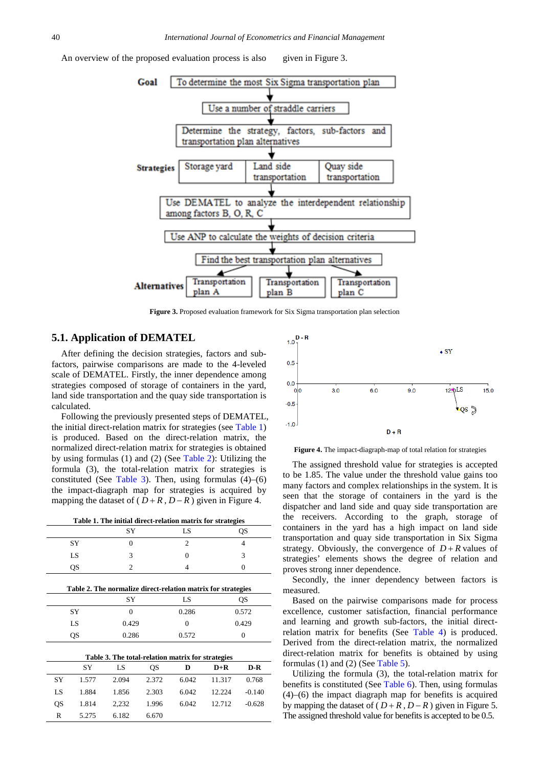An overview of the proposed evaluation process is also given in Figure 3.

Figure 3. Proposed evaluation framework for Six Sigma transportation plan selection

## 5.1. Application of DEMATEL

After defining the decision strategies, factors and sub-factors, pairwise comparisons are made to the 4-leveled scale of DEMATEL. Firstly, the inner dependence among strategies composed of storage of containers in the yard, land side transportation and the quay side transportation is calculated.

Following the previously presented steps of DEMATEL, the initial direct-relation matrix for strategies (see Table 1) is produced. Based on the direct-relation matrix, the normalized direct-relation matrix for strategies is obtained by using formulas (1) and (2) (See Table 2): Utilizing the formula (3), the total-relation matrix for strategies is constituted (See Table 3). Then, using formulas (4)–(6) the impact-diagraph map for strategies is acquired by mapping the dataset of ( $D+R$ , $D-R$ ) given in Figure 4.

**Table 1. The initial direct-relation matrix for strategies**

| | SY | LS | QS |
|---|---|---|---|
| SY | 0 | 2 | 4 |
| LS | 3 | 0 | 3 |
| QS | 2 | 4 | 0 |

**Table 2. The normalize direct-relation matrix for strategies**

| | SY | LS | QS |
|---|---|---|---|
| SY | 0 | 0.286 | 0.572 |
| LS | 0.429 | 0 | 0.429 |
| QS | 0.286 | 0.572 | 0 |

**Table 3. The total-relation matrix for strategies**

| | SY | LS | QS | D | D+R | D-R |
|---|---|---|---|---|---|---|
| SY | 1.577 | 2.094 | 2.372 | 6.042 | 11.317 | 0.768 |
| LS | 1.884 | 1.856 | 2.303 | 6.042 | 12.224 | -0.140 |
| QS | 1.814 | 2,232 | 1.996 | 6.042 | 12.712 | -0.628 |
| R | 5.275 | 6.182 | 6.670 | | | |

Figure 4. The impact-diagraph-map of total relation for strategies

The assigned threshold value for strategies is accepted to be 1.85. The value under the threshold value gains too many factors and complex relationships in the system. It is seen that the storage of containers in the yard is the dispatcher and land side and quay side transportation are the receivers. According to the graph, storage of containers in the yard has a high impact on land side transportation and quay side transportation in Six Sigma strategy. Obviously, the convergence of $D+R$ values of strategies' elements shows the degree of relation and proves strong inner dependence.

Secondly, the inner dependency between factors is measured.

Based on the pairwise comparisons made for process excellence, customer satisfaction, financial performance and learning and growth sub-factors, the initial direct-relation matrix for benefits (See Table 4) is produced. Derived from the direct-relation matrix, the normalized direct-relation matrix for benefits is obtained by using formulas (1) and (2) (See Table 5).

Utilizing the formula (3), the total-relation matrix for benefits is constituted (See Table 6). Then, using formulas (4)–(6) the impact diagraph map for benefits is acquired by mapping the dataset of ( $D+R$ , $D-R$ ) given in Figure 5. The assigned threshold value for benefits is accepted to be 0.5.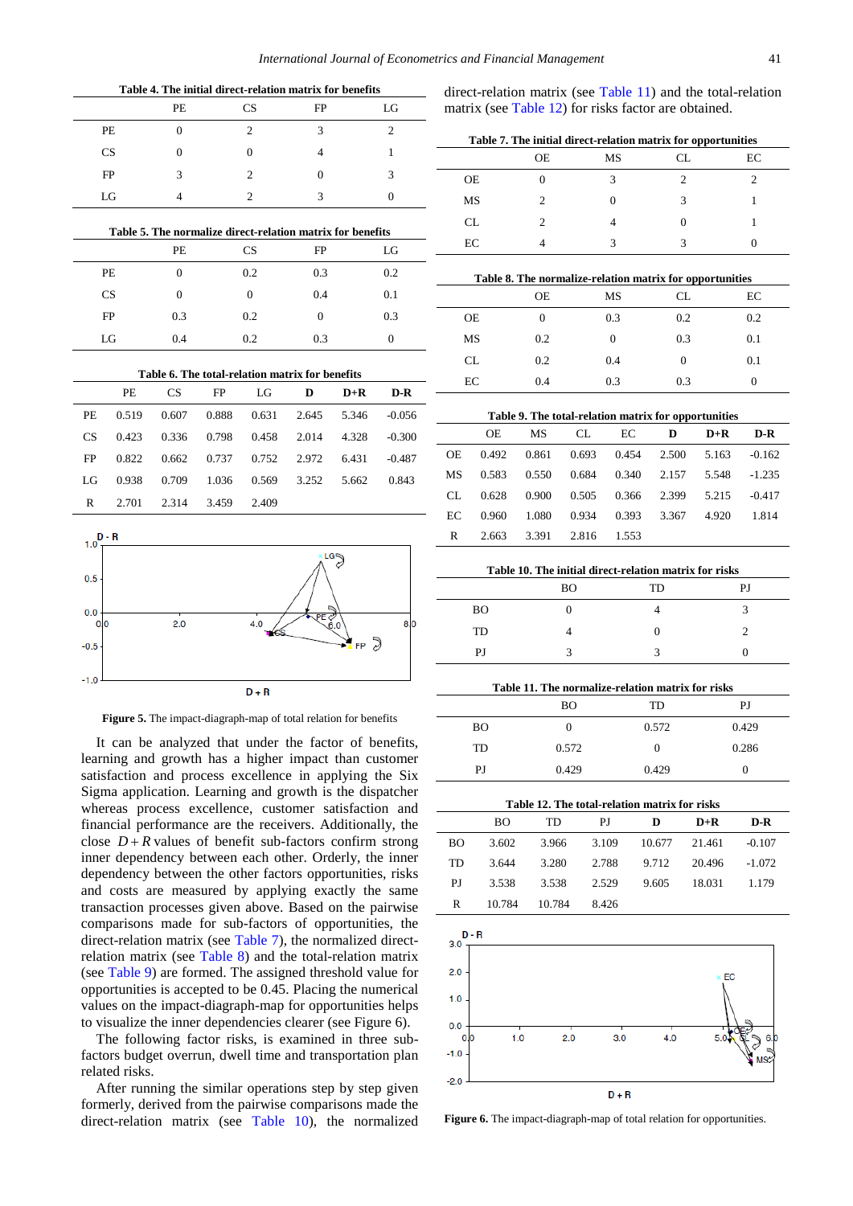**Table 4. The initial direct-relation matrix for benefits**

| | PE | CS | FP | LG |
|---|---|---|---|---|
| PE | 0 | 2 | 3 | 2 |
| CS | 0 | 0 | 4 | 1 |
| FP | 3 | 2 | 0 | 3 |
| LG | 4 | 2 | 3 | 0 |

**Table 5. The normalize direct-relation matrix for benefits**

| | PE | CS | FP | LG |
|---|---|---|---|---|
| PE | 0 | 0.2 | 0.3 | 0.2 |
| CS | 0 | 0 | 0.4 | 0.1 |
| FP | 0.3 | 0.2 | 0 | 0.3 |
| LG | 0.4 | 0.2 | 0.3 | 0 |

**Table 6. The total-relation matrix for benefits**

| | PE | CS | FP | LG | D | D+R | D-R |
|---|---|---|---|---|---|---|---|
| PE | 0.519 | 0.607 | 0.888 | 0.631 | 2.645 | 5.346 | -0.056 |
| CS | 0.423 | 0.336 | 0.798 | 0.458 | 2.014 | 4.328 | -0.300 |
| FP | 0.822 | 0.662 | 0.737 | 0.752 | 2.972 | 6.431 | -0.487 |
| LG | 0.938 | 0.709 | 1.036 | 0.569 | 3.252 | 5.662 | 0.843 |
| R | 2.701 | 2.314 | 3.459 | 2.409 | | | |

**Figure 5.** The impact-diagraph-map of total relation for benefits

It can be analyzed that under the factor of benefits, learning and growth has a higher impact than customer satisfaction and process excellence in applying the Six Sigma application. Learning and growth is the dispatcher whereas process excellence, customer satisfaction and financial performance are the receivers. Additionally, the close $D+R$ values of benefit sub-factors confirm strong inner dependency between each other. Orderly, the inner dependency between the other factors opportunities, risks and costs are measured by applying exactly the same transaction processes given above. Based on the pairwise comparisons made for sub-factors of opportunities, the direct-relation matrix (see Table 7), the normalized direct-relation matrix (see Table 8) and the total-relation matrix (see Table 9) are formed. The assigned threshold value for opportunities is accepted to be 0.45. Placing the numerical values on the impact-diagraph-map for opportunities helps to visualize the inner dependencies clearer (see Figure 6).

The following factor risks, is examined in three sub-factors budget overrun, dwell time and transportation plan related risks.

After running the similar operations step by step given formerly, derived from the pairwise comparisons made the direct-relation matrix (see Table 10), the normalized direct-relation matrix (see Table 11) and the total-relation matrix (see Table 12) for risks factor are obtained.

**Table 7. The initial direct-relation matrix for opportunities**

| | OE | MS | CL | EC |
|---|---|---|---|---|
| OE | 0 | 3 | 2 | 2 |
| MS | 2 | 0 | 3 | 1 |
| CL | 2 | 4 | 0 | 1 |
| EC | 4 | 3 | 3 | 0 |

**Table 8. The normalize-relation matrix for opportunities**

| | OE | MS | CL | EC |
|---|---|---|---|---|
| OE | 0 | 0.3 | 0.2 | 0.2 |
| MS | 0.2 | 0 | 0.3 | 0.1 |
| CL | 0.2 | 0.4 | 0 | 0.1 |
| EC | 0.4 | 0.3 | 0.3 | 0 |

**Table 9. The total-relation matrix for opportunities**

| | OE | MS | CL | EC | D | D+R | D-R |
|---|---|---|---|---|---|---|---|
| OE | 0.492 | 0.861 | 0.693 | 0.454 | 2.500 | 5.163 | -0.162 |
| MS | 0.583 | 0.550 | 0.684 | 0.340 | 2.157 | 5.548 | -1.235 |
| CL | 0.628 | 0.900 | 0.505 | 0.366 | 2.399 | 5.215 | -0.417 |
| EC | 0.960 | 1.080 | 0.934 | 0.393 | 3.367 | 4.920 | 1.814 |
| R | 2.663 | 3.391 | 2.816 | 1.553 | | | |

**Table 10. The initial direct-relation matrix for risks**

| | BO | TD | PJ |
|---|---|---|---|
| BO | 0 | 4 | 3 |
| TD | 4 | 0 | 2 |
| PJ | 3 | 3 | 0 |

**Table 11. The normalize-relation matrix for risks**

| | BO | TD | PJ |
|---|---|---|---|
| BO | 0 | 0.572 | 0.429 |
| TD | 0.572 | 0 | 0.286 |
| PJ | 0.429 | 0.429 | 0 |

**Table 12. The total-relation matrix for risks**

| | BO | TD | PJ | D | D+R | D-R |
|---|---|---|---|---|---|---|
| BO | 3.602 | 3.966 | 3.109 | 10.677 | 21.461 | -0.107 |
| TD | 3.644 | 3.280 | 2.788 | 9.712 | 20.496 | -1.072 |
| PJ | 3.538 | 3.538 | 2.529 | 9.605 | 18.031 | 1.179 |
| R | 10.784 | 10.784 | 8.426 | | | |

**Figure 6.** The impact-diagraph-map of total relation for opportunities.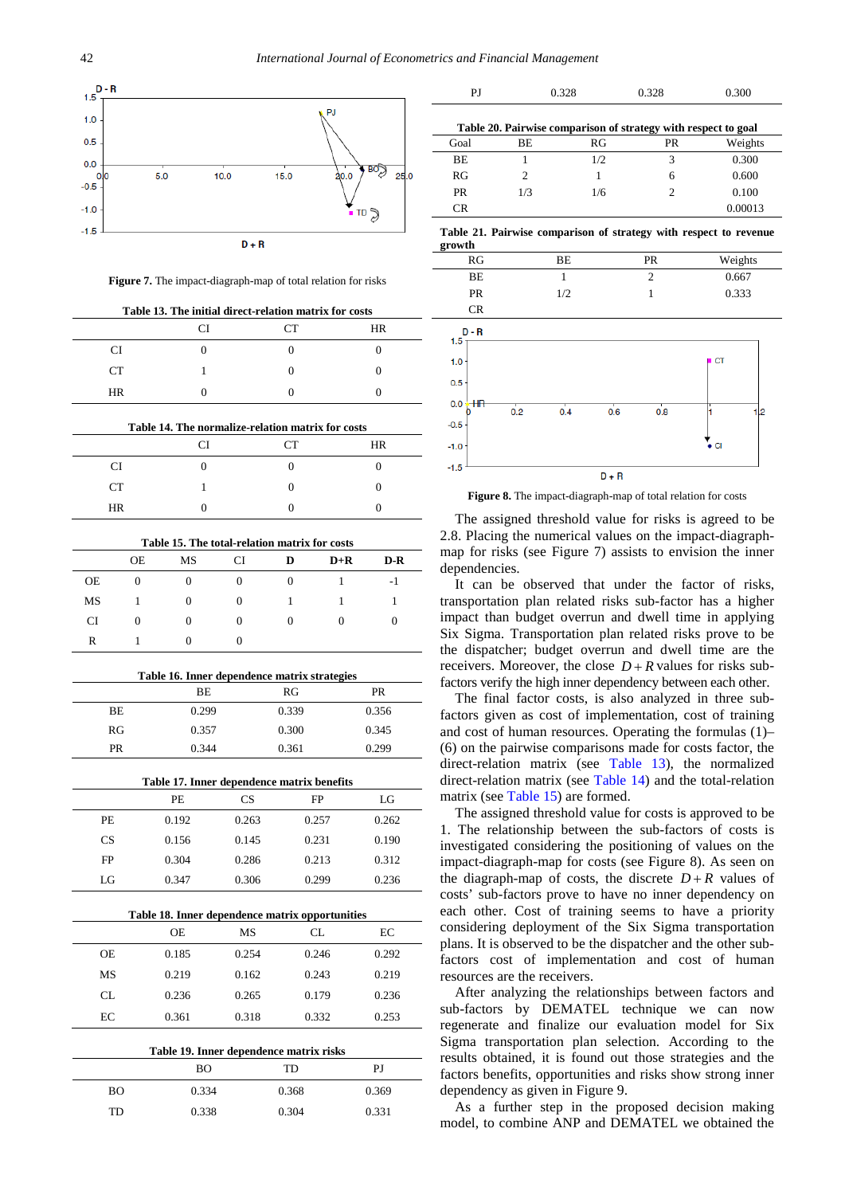Figure 7. The impact-diagraph-map of total relation for risks

**Table 13. The initial direct-relation matrix for costs**

| | CI | CT | HR |
|---|---|---|---|
| CI | 0 | 0 | 0 |
| CT | 1 | 0 | 0 |
| HR | 0 | 0 | 0 |

**Table 14. The normalize-relation matrix for costs**

| | CI | CT | HR |
|---|---|---|---|
| CI | 0 | 0 | 0 |
| CT | 1 | 0 | 0 |
| HR | 0 | 0 | 0 |

**Table 15. The total-relation matrix for costs**

| | OE | MS | CI | D | D+R | D-R |
|---|---|---|---|---|---|---|
| OE | 0 | 0 | 0 | 0 | 1 | -1 |
| MS | 1 | 0 | 0 | 1 | 1 | 1 |
| CI | 0 | 0 | 0 | 0 | 0 | 0 |
| R | 1 | 0 | 0 | | | |

**Table 16. Inner dependence matrix strategies**

| | BE | RG | PR |
|---|---|---|---|
| BE | 0.299 | 0.339 | 0.356 |
| RG | 0.357 | 0.300 | 0.345 |
| PR | 0.344 | 0.361 | 0.299 |

**Table 17. Inner dependence matrix benefits**

| | PE | CS | FP | LG |
|---|---|---|---|---|
| PE | 0.192 | 0.263 | 0.257 | 0.262 |
| CS | 0.156 | 0.145 | 0.231 | 0.190 |
| FP | 0.304 | 0.286 | 0.213 | 0.312 |
| LG | 0.347 | 0.306 | 0.299 | 0.236 |

**Table 18. Inner dependence matrix opportunities**

| | OE | MS | CL | EC |
|---|---|---|---|---|
| OE | 0.185 | 0.254 | 0.246 | 0.292 |
| MS | 0.219 | 0.162 | 0.243 | 0.219 |
| CL | 0.236 | 0.265 | 0.179 | 0.236 |
| EC | 0.361 | 0.318 | 0.332 | 0.253 |

**Table 19. Inner dependence matrix risks**

| | BO | TD | PJ |
|---|---|---|---|
| BO | 0.334 | 0.368 | 0.369 |
| TD | 0.338 | 0.304 | 0.331 |
| PJ | 0.328 | 0.328 | 0.300 |

**Table 20. Pairwise comparison of strategy with respect to goal**

| Goal | BE | RG | PR | Weights |
|---|---|---|---|---|
| BE | 1 | 1/2 | 3 | 0.300 |
| RG | 2 | 1 | 6 | 0.600 |
| PR | 1/3 | 1/6 | 2 | 0.100 |
| CR | | | | 0.00013 |

**Table 21. Pairwise comparison of strategy with respect to revenue growth**

| RG | BE | PR | Weights |
|---|---|---|---|
| BE | 1 | 2 | 0.667 |
| PR | 1/2 | 1 | 0.333 |
| CR | | | |

Figure 8. The impact-diagraph-map of total relation for costs

The assigned threshold value for risks is agreed to be 2.8. Placing the numerical values on the impact-diagraph-map for risks (see Figure 7) assists to envision the inner dependencies.

It can be observed that under the factor of risks, transportation plan related risks sub-factor has a higher impact than budget overrun and dwell time in applying Six Sigma. Transportation plan related risks prove to be the dispatcher; budget overrun and dwell time are the receivers. Moreover, the close $D+R$ values for risks sub-factors verify the high inner dependency between each other.

The final factor costs, is also analyzed in three sub-factors given as cost of implementation, cost of training and cost of human resources. Operating the formulas (1)–(6) on the pairwise comparisons made for costs factor, the direct-relation matrix (see Table 13), the normalized direct-relation matrix (see Table 14) and the total-relation matrix (see Table 15) are formed.

The assigned threshold value for costs is approved to be 1. The relationship between the sub-factors of costs is investigated considering the positioning of values on the impact-diagraph-map for costs (see Figure 8). As seen on the diagraph-map of costs, the discrete $D+R$ values of costs' sub-factors prove to have no inner dependency on each other. Cost of training seems to have a priority considering deployment of the Six Sigma transportation plans. It is observed to be the dispatcher and the other sub-factors cost of implementation and cost of human resources are the receivers.

After analyzing the relationships between factors and sub-factors by DEMATEL technique we can now regenerate and finalize our evaluation model for Six Sigma transportation plan selection. According to the results obtained, it is found out those strategies and the factors benefits, opportunities and risks show strong inner dependency as given in Figure 9.

As a further step in the proposed decision making model, to combine ANP and DEMATEL we obtained the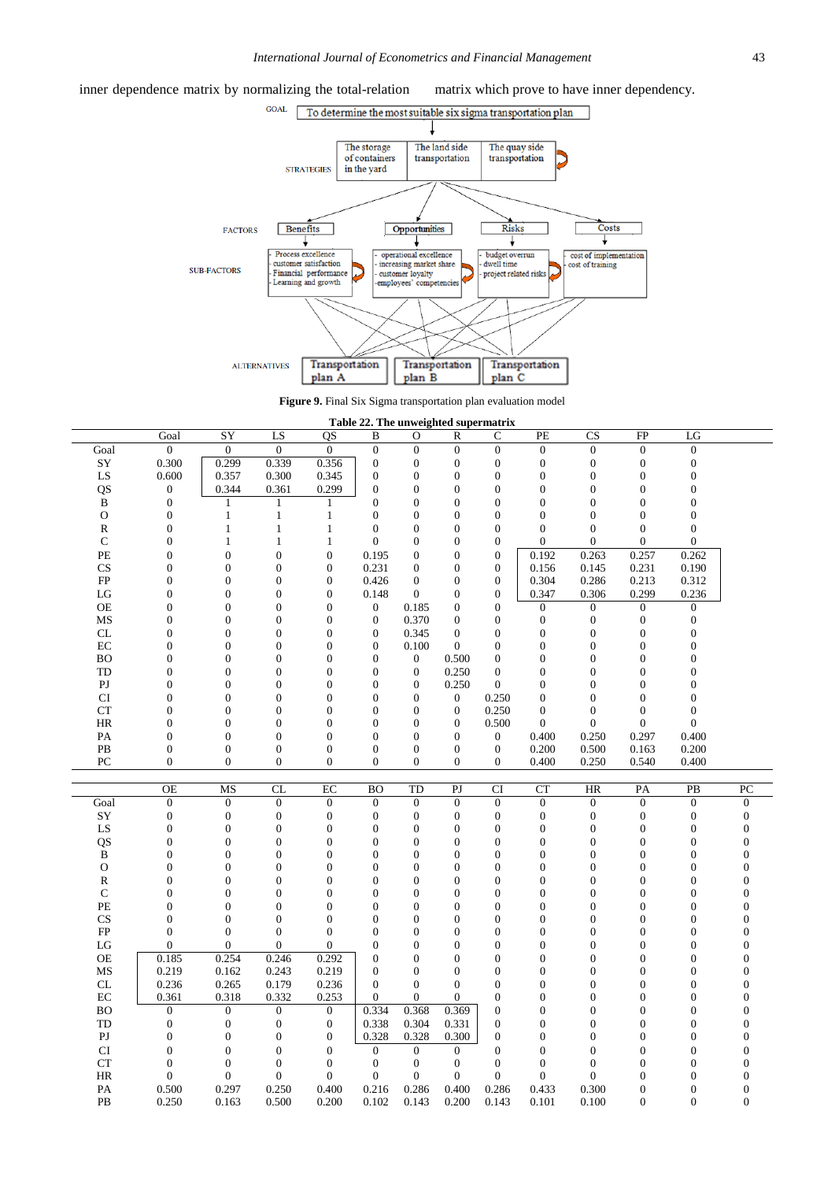inner dependence matrix by normalizing the total-relation matrix which prove to have inner dependency.

**Figure 9.** Final Six Sigma transportation plan evaluation model

**Table 22. The unweighted supermatrix**

| | Goal | SY | LS | QS | B | O | R | C | PE | CS | FP | LG |
|---|---|---|---|---|---|---|---|---|---|---|---|---|
| Goal | 0 | 0 | 0 | 0 | 0 | 0 | 0 | 0 | 0 | 0 | 0 | 0 |
| SY | 0.300 | 0.299 | 0.339 | 0.356 | 0 | 0 | 0 | 0 | 0 | 0 | 0 | 0 |
| LS | 0.600 | 0.357 | 0.300 | 0.345 | 0 | 0 | 0 | 0 | 0 | 0 | 0 | 0 |
| QS | 0 | 0.344 | 0.361 | 0.299 | 0 | 0 | 0 | 0 | 0 | 0 | 0 | 0 |
| B | 0 | 1 | 1 | 1 | 0 | 0 | 0 | 0 | 0 | 0 | 0 | 0 |
| O | 0 | 1 | 1 | 1 | 0 | 0 | 0 | 0 | 0 | 0 | 0 | 0 |
| R | 0 | 1 | 1 | 1 | 0 | 0 | 0 | 0 | 0 | 0 | 0 | 0 |
| C | 0 | 1 | 1 | 1 | 0 | 0 | 0 | 0 | 0 | 0 | 0 | 0 |
| PE | 0 | 0 | 0 | 0 | 0.195 | 0 | 0 | 0 | 0.192 | 0.263 | 0.257 | 0.262 |
| CS | 0 | 0 | 0 | 0 | 0.231 | 0 | 0 | 0 | 0.156 | 0.145 | 0.231 | 0.190 |
| FP | 0 | 0 | 0 | 0 | 0.426 | 0 | 0 | 0 | 0.304 | 0.286 | 0.213 | 0.312 |
| LG | 0 | 0 | 0 | 0 | 0.148 | 0 | 0 | 0 | 0.347 | 0.306 | 0.299 | 0.236 |
| OE | 0 | 0 | 0 | 0 | 0 | 0.185 | 0 | 0 | 0 | 0 | 0 | 0 |
| MS | 0 | 0 | 0 | 0 | 0 | 0.370 | 0 | 0 | 0 | 0 | 0 | 0 |
| CL | 0 | 0 | 0 | 0 | 0 | 0.345 | 0 | 0 | 0 | 0 | 0 | 0 |
| EC | 0 | 0 | 0 | 0 | 0 | 0.100 | 0 | 0 | 0 | 0 | 0 | 0 |
| BO | 0 | 0 | 0 | 0 | 0 | 0 | 0.500 | 0 | 0 | 0 | 0 | 0 |
| TD | 0 | 0 | 0 | 0 | 0 | 0 | 0.250 | 0 | 0 | 0 | 0 | 0 |
| PJ | 0 | 0 | 0 | 0 | 0 | 0 | 0.250 | 0 | 0 | 0 | 0 | 0 |
| CI | 0 | 0 | 0 | 0 | 0 | 0 | 0 | 0.250 | 0 | 0 | 0 | 0 |
| CT | 0 | 0 | 0 | 0 | 0 | 0 | 0 | 0.250 | 0 | 0 | 0 | 0 |
| HR | 0 | 0 | 0 | 0 | 0 | 0 | 0 | 0.500 | 0 | 0 | 0 | 0 |
| PA | 0 | 0 | 0 | 0 | 0 | 0 | 0 | 0 | 0.400 | 0.250 | 0.297 | 0.400 |
| PB | 0 | 0 | 0 | 0 | 0 | 0 | 0 | 0 | 0.200 | 0.500 | 0.163 | 0.200 |
| PC | 0 | 0 | 0 | 0 | 0 | 0 | 0 | 0 | 0.400 | 0.250 | 0.540 | 0.400 |

| | OE | MS | CL | EC | BO | TD | PJ | CI | CT | HR | PA | PB | PC |
|---|---|---|---|---|---|---|---|---|---|---|---|---|---|
| Goal | 0 | 0 | 0 | 0 | 0 | 0 | 0 | 0 | 0 | 0 | 0 | 0 | 0 |
| SY | 0 | 0 | 0 | 0 | 0 | 0 | 0 | 0 | 0 | 0 | 0 | 0 | 0 |
| LS | 0 | 0 | 0 | 0 | 0 | 0 | 0 | 0 | 0 | 0 | 0 | 0 | 0 |
| QS | 0 | 0 | 0 | 0 | 0 | 0 | 0 | 0 | 0 | 0 | 0 | 0 | 0 |
| B | 0 | 0 | 0 | 0 | 0 | 0 | 0 | 0 | 0 | 0 | 0 | 0 | 0 |
| O | 0 | 0 | 0 | 0 | 0 | 0 | 0 | 0 | 0 | 0 | 0 | 0 | 0 |
| R | 0 | 0 | 0 | 0 | 0 | 0 | 0 | 0 | 0 | 0 | 0 | 0 | 0 |
| C | 0 | 0 | 0 | 0 | 0 | 0 | 0 | 0 | 0 | 0 | 0 | 0 | 0 |
| PE | 0 | 0 | 0 | 0 | 0 | 0 | 0 | 0 | 0 | 0 | 0 | 0 | 0 |
| CS | 0 | 0 | 0 | 0 | 0 | 0 | 0 | 0 | 0 | 0 | 0 | 0 | 0 |
| FP | 0 | 0 | 0 | 0 | 0 | 0 | 0 | 0 | 0 | 0 | 0 | 0 | 0 |
| LG | 0 | 0 | 0 | 0 | 0 | 0 | 0 | 0 | 0 | 0 | 0 | 0 | 0 |
| OE | 0.185 | 0.254 | 0.246 | 0.292 | 0 | 0 | 0 | 0 | 0 | 0 | 0 | 0 | 0 |
| MS | 0.219 | 0.162 | 0.243 | 0.219 | 0 | 0 | 0 | 0 | 0 | 0 | 0 | 0 | 0 |
| CL | 0.236 | 0.265 | 0.179 | 0.236 | 0 | 0 | 0 | 0 | 0 | 0 | 0 | 0 | 0 |
| EC | 0.361 | 0.318 | 0.332 | 0.253 | 0 | 0 | 0 | 0 | 0 | 0 | 0 | 0 | 0 |
| BO | 0 | 0 | 0 | 0 | 0.334 | 0.368 | 0.369 | 0 | 0 | 0 | 0 | 0 | 0 |
| TD | 0 | 0 | 0 | 0 | 0.338 | 0.304 | 0.331 | 0 | 0 | 0 | 0 | 0 | 0 |
| PJ | 0 | 0 | 0 | 0 | 0.328 | 0.328 | 0.300 | 0 | 0 | 0 | 0 | 0 | 0 |
| CI | 0 | 0 | 0 | 0 | 0 | 0 | 0 | 0 | 0 | 0 | 0 | 0 | 0 |
| CT | 0 | 0 | 0 | 0 | 0 | 0 | 0 | 0 | 0 | 0 | 0 | 0 | 0 |
| HR | 0 | 0 | 0 | 0 | 0 | 0 | 0 | 0 | 0 | 0 | 0 | 0 | 0 |
| PA | 0.500 | 0.297 | 0.250 | 0.400 | 0.216 | 0.286 | 0.400 | 0.286 | 0.433 | 0.300 | 0 | 0 | 0 |
| PB | 0.250 | 0.163 | 0.500 | 0.200 | 0.102 | 0.143 | 0.200 | 0.143 | 0.101 | 0.100 | 0 | 0 | 0 |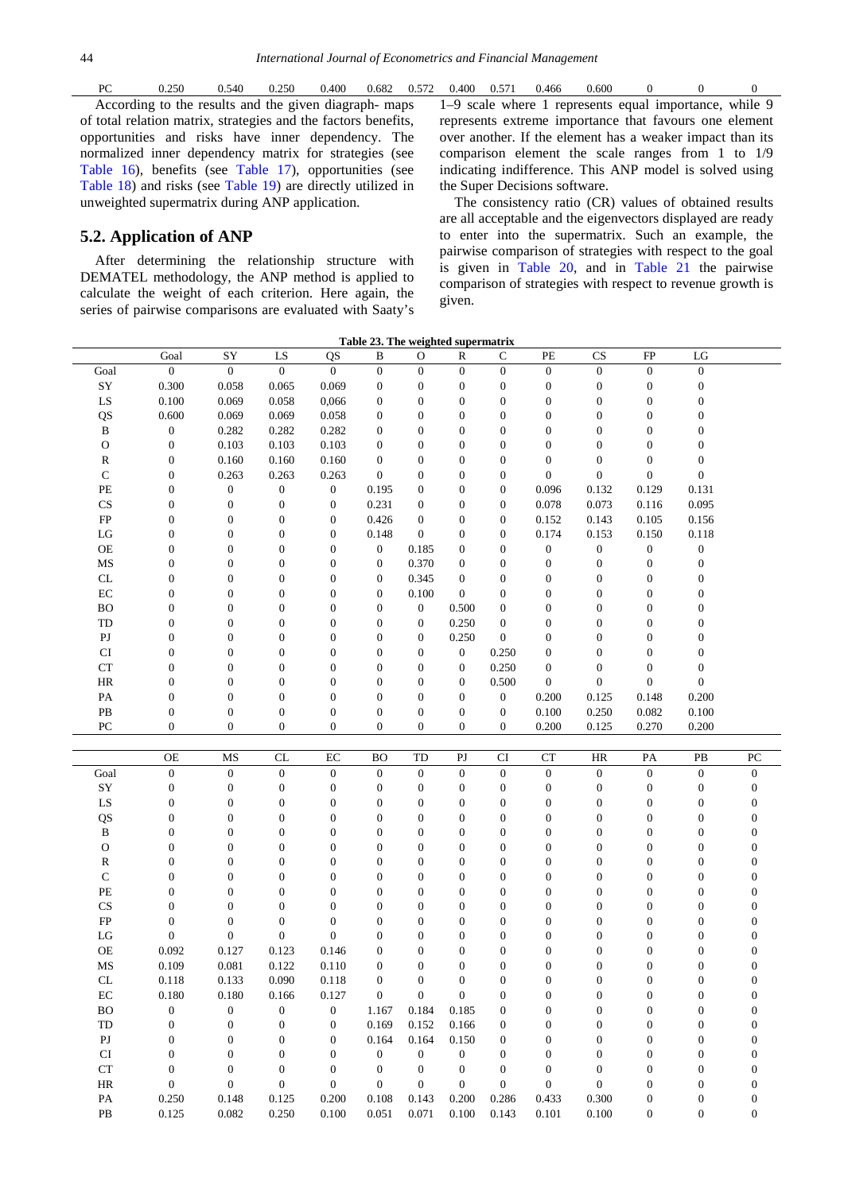| PC | 0.250 | 0.540 | 0.250 | 0.400 | 0.682 | 0.572 | 0.400 | 0.571 | 0.466 | 0.600 | 0 | 0 | 0 |
|---|---|---|---|---|---|---|---|---|---|---|---|---|---|

According to the results and the given diagraph- maps of total relation matrix, strategies and the factors benefits, opportunities and risks have inner dependency. The normalized inner dependency matrix for strategies (see Table 16), benefits (see Table 17), opportunities (see Table 18) and risks (see Table 19) are directly utilized in unweighted supermatrix during ANP application.

## 5.2. Application of ANP

After determining the relationship structure with DEMATEL methodology, the ANP method is applied to calculate the weight of each criterion. Here again, the series of pairwise comparisons are evaluated with Saaty's 1–9 scale where 1 represents equal importance, while 9 represents extreme importance that favours one element over another. If the element has a weaker impact than its comparison element the scale ranges from 1 to 1/9 indicating indifference. This ANP model is solved using the Super Decisions software.

The consistency ratio (CR) values of obtained results are all acceptable and the eigenvectors displayed are ready to enter into the supermatrix. Such an example, the pairwise comparison of strategies with respect to the goal is given in Table 20, and in Table 21 the pairwise comparison of strategies with respect to revenue growth is given.

**Table 23. The weighted supermatrix**

| | Goal | SY | LS | QS | B | O | R | C | PE | CS | FP | LG |
|---|---|---|---|---|---|---|---|---|---|---|---|---|
| Goal | 0 | 0 | 0 | 0 | 0 | 0 | 0 | 0 | 0 | 0 | 0 | 0 |
| SY | 0.300 | 0.058 | 0.065 | 0.069 | 0 | 0 | 0 | 0 | 0 | 0 | 0 | 0 |
| LS | 0.100 | 0.069 | 0.058 | 0,066 | 0 | 0 | 0 | 0 | 0 | 0 | 0 | 0 |
| QS | 0.600 | 0.069 | 0.069 | 0.058 | 0 | 0 | 0 | 0 | 0 | 0 | 0 | 0 |
| B | 0 | 0.282 | 0.282 | 0.282 | 0 | 0 | 0 | 0 | 0 | 0 | 0 | 0 |
| O | 0 | 0.103 | 0.103 | 0.103 | 0 | 0 | 0 | 0 | 0 | 0 | 0 | 0 |
| R | 0 | 0.160 | 0.160 | 0.160 | 0 | 0 | 0 | 0 | 0 | 0 | 0 | 0 |
| C | 0 | 0.263 | 0.263 | 0.263 | 0 | 0 | 0 | 0 | 0 | 0 | 0 | 0 |
| PE | 0 | 0 | 0 | 0 | 0.195 | 0 | 0 | 0 | 0.096 | 0.132 | 0.129 | 0.131 |
| CS | 0 | 0 | 0 | 0 | 0.231 | 0 | 0 | 0 | 0.078 | 0.073 | 0.116 | 0.095 |
| FP | 0 | 0 | 0 | 0 | 0.426 | 0 | 0 | 0 | 0.152 | 0.143 | 0.105 | 0.156 |
| LG | 0 | 0 | 0 | 0 | 0.148 | 0 | 0 | 0 | 0.174 | 0.153 | 0.150 | 0.118 |
| OE | 0 | 0 | 0 | 0 | 0 | 0.185 | 0 | 0 | 0 | 0 | 0 | 0 |
| MS | 0 | 0 | 0 | 0 | 0 | 0.370 | 0 | 0 | 0 | 0 | 0 | 0 |
| CL | 0 | 0 | 0 | 0 | 0 | 0.345 | 0 | 0 | 0 | 0 | 0 | 0 |
| EC | 0 | 0 | 0 | 0 | 0 | 0.100 | 0 | 0 | 0 | 0 | 0 | 0 |
| BO | 0 | 0 | 0 | 0 | 0 | 0 | 0.500 | 0 | 0 | 0 | 0 | 0 |
| TD | 0 | 0 | 0 | 0 | 0 | 0 | 0.250 | 0 | 0 | 0 | 0 | 0 |
| PJ | 0 | 0 | 0 | 0 | 0 | 0 | 0.250 | 0 | 0 | 0 | 0 | 0 |
| CI | 0 | 0 | 0 | 0 | 0 | 0 | 0 | 0.250 | 0 | 0 | 0 | 0 |
| CT | 0 | 0 | 0 | 0 | 0 | 0 | 0 | 0.250 | 0 | 0 | 0 | 0 |
| HR | 0 | 0 | 0 | 0 | 0 | 0 | 0 | 0.500 | 0 | 0 | 0 | 0 |
| PA | 0 | 0 | 0 | 0 | 0 | 0 | 0 | 0 | 0.200 | 0.125 | 0.148 | 0.200 |
| PB | 0 | 0 | 0 | 0 | 0 | 0 | 0 | 0 | 0.100 | 0.250 | 0.082 | 0.100 |
| PC | 0 | 0 | 0 | 0 | 0 | 0 | 0 | 0 | 0.200 | 0.125 | 0.270 | 0.200 |

| | OE | MS | CL | EC | BO | TD | PJ | CI | CT | HR | PA | PB | PC |
|---|---|---|---|---|---|---|---|---|---|---|---|---|---|
| Goal | 0 | 0 | 0 | 0 | 0 | 0 | 0 | 0 | 0 | 0 | 0 | 0 | 0 |
| SY | 0 | 0 | 0 | 0 | 0 | 0 | 0 | 0 | 0 | 0 | 0 | 0 | 0 |
| LS | 0 | 0 | 0 | 0 | 0 | 0 | 0 | 0 | 0 | 0 | 0 | 0 | 0 |
| QS | 0 | 0 | 0 | 0 | 0 | 0 | 0 | 0 | 0 | 0 | 0 | 0 | 0 |
| B | 0 | 0 | 0 | 0 | 0 | 0 | 0 | 0 | 0 | 0 | 0 | 0 | 0 |
| O | 0 | 0 | 0 | 0 | 0 | 0 | 0 | 0 | 0 | 0 | 0 | 0 | 0 |
| R | 0 | 0 | 0 | 0 | 0 | 0 | 0 | 0 | 0 | 0 | 0 | 0 | 0 |
| C | 0 | 0 | 0 | 0 | 0 | 0 | 0 | 0 | 0 | 0 | 0 | 0 | 0 |
| PE | 0 | 0 | 0 | 0 | 0 | 0 | 0 | 0 | 0 | 0 | 0 | 0 | 0 |
| CS | 0 | 0 | 0 | 0 | 0 | 0 | 0 | 0 | 0 | 0 | 0 | 0 | 0 |
| FP | 0 | 0 | 0 | 0 | 0 | 0 | 0 | 0 | 0 | 0 | 0 | 0 | 0 |
| LG | 0 | 0 | 0 | 0 | 0 | 0 | 0 | 0 | 0 | 0 | 0 | 0 | 0 |
| OE | 0.092 | 0.127 | 0.123 | 0.146 | 0 | 0 | 0 | 0 | 0 | 0 | 0 | 0 | 0 |
| MS | 0.109 | 0.081 | 0.122 | 0.110 | 0 | 0 | 0 | 0 | 0 | 0 | 0 | 0 | 0 |
| CL | 0.118 | 0.133 | 0.090 | 0.118 | 0 | 0 | 0 | 0 | 0 | 0 | 0 | 0 | 0 |
| EC | 0.180 | 0.180 | 0.166 | 0.127 | 0 | 0 | 0 | 0 | 0 | 0 | 0 | 0 | 0 |
| BO | 0 | 0 | 0 | 0 | 1.167 | 0.184 | 0.185 | 0 | 0 | 0 | 0 | 0 | 0 |
| TD | 0 | 0 | 0 | 0 | 0.169 | 0.152 | 0.166 | 0 | 0 | 0 | 0 | 0 | 0 |
| PJ | 0 | 0 | 0 | 0 | 0.164 | 0.164 | 0.150 | 0 | 0 | 0 | 0 | 0 | 0 |
| CI | 0 | 0 | 0 | 0 | 0 | 0 | 0 | 0 | 0 | 0 | 0 | 0 | 0 |
| CT | 0 | 0 | 0 | 0 | 0 | 0 | 0 | 0 | 0 | 0 | 0 | 0 | 0 |
| HR | 0 | 0 | 0 | 0 | 0 | 0 | 0 | 0 | 0 | 0 | 0 | 0 | 0 |
| PA | 0.250 | 0.148 | 0.125 | 0.200 | 0.108 | 0.143 | 0.200 | 0.286 | 0.433 | 0.300 | 0 | 0 | 0 |
| PB | 0.125 | 0.082 | 0.250 | 0.100 | 0.051 | 0.071 | 0.100 | 0.143 | 0.101 | 0.100 | 0 | 0 | 0 |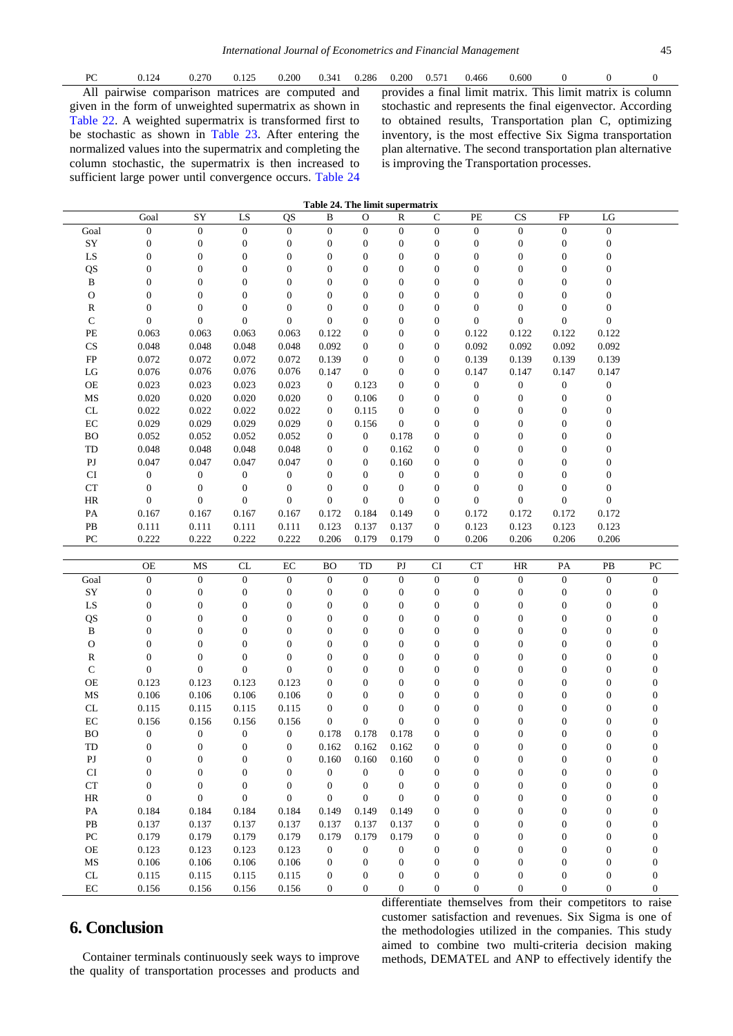| PC | 0.124 | 0.270 | 0.125 | 0.200 | 0.341 | 0.286 | 0.200 | 0.571 | 0.466 | 0.600 | 0 | 0 | 0 |
|---|---|---|---|---|---|---|---|---|---|---|---|---|---|

All pairwise comparison matrices are computed and given in the form of unweighted supermatrix as shown in Table 22. A weighted supermatrix is transformed first to be stochastic as shown in Table 23. After entering the normalized values into the supermatrix and completing the column stochastic, the supermatrix is then increased to sufficient large power until convergence occurs. Table 24 provides a final limit matrix. This limit matrix is column stochastic and represents the final eigenvector. According to obtained results, Transportation plan C, optimizing inventory, is the most effective Six Sigma transportation plan alternative. The second transportation plan alternative is improving the Transportation processes.

**Table 24. The limit supermatrix**

| | Goal | SY | LS | QS | B | O | R | C | PE | CS | FP | LG |
|---|---|---|---|---|---|---|---|---|---|---|---|---|
| Goal | 0 | 0 | 0 | 0 | 0 | 0 | 0 | 0 | 0 | 0 | 0 | 0 |
| SY | 0 | 0 | 0 | 0 | 0 | 0 | 0 | 0 | 0 | 0 | 0 | 0 |
| LS | 0 | 0 | 0 | 0 | 0 | 0 | 0 | 0 | 0 | 0 | 0 | 0 |
| QS | 0 | 0 | 0 | 0 | 0 | 0 | 0 | 0 | 0 | 0 | 0 | 0 |
| B | 0 | 0 | 0 | 0 | 0 | 0 | 0 | 0 | 0 | 0 | 0 | 0 |
| O | 0 | 0 | 0 | 0 | 0 | 0 | 0 | 0 | 0 | 0 | 0 | 0 |
| R | 0 | 0 | 0 | 0 | 0 | 0 | 0 | 0 | 0 | 0 | 0 | 0 |
| C | 0 | 0 | 0 | 0 | 0 | 0 | 0 | 0 | 0 | 0 | 0 | 0 |
| PE | 0.063 | 0.063 | 0.063 | 0.063 | 0.122 | 0 | 0 | 0 | 0.122 | 0.122 | 0.122 | 0.122 |
| CS | 0.048 | 0.048 | 0.048 | 0.048 | 0.092 | 0 | 0 | 0 | 0.092 | 0.092 | 0.092 | 0.092 |
| FP | 0.072 | 0.072 | 0.072 | 0.072 | 0.139 | 0 | 0 | 0 | 0.139 | 0.139 | 0.139 | 0.139 |
| LG | 0.076 | 0.076 | 0.076 | 0.076 | 0.147 | 0 | 0 | 0 | 0.147 | 0.147 | 0.147 | 0.147 |
| OE | 0.023 | 0.023 | 0.023 | 0.023 | 0 | 0.123 | 0 | 0 | 0 | 0 | 0 | 0 |
| MS | 0.020 | 0.020 | 0.020 | 0.020 | 0 | 0.106 | 0 | 0 | 0 | 0 | 0 | 0 |
| CL | 0.022 | 0.022 | 0.022 | 0.022 | 0 | 0.115 | 0 | 0 | 0 | 0 | 0 | 0 |
| EC | 0.029 | 0.029 | 0.029 | 0.029 | 0 | 0.156 | 0 | 0 | 0 | 0 | 0 | 0 |
| BO | 0.052 | 0.052 | 0.052 | 0.052 | 0 | 0 | 0.178 | 0 | 0 | 0 | 0 | 0 |
| TD | 0.048 | 0.048 | 0.048 | 0.048 | 0 | 0 | 0.162 | 0 | 0 | 0 | 0 | 0 |
| PJ | 0.047 | 0.047 | 0.047 | 0.047 | 0 | 0 | 0.160 | 0 | 0 | 0 | 0 | 0 |
| CI | 0 | 0 | 0 | 0 | 0 | 0 | 0 | 0 | 0 | 0 | 0 | 0 |
| CT | 0 | 0 | 0 | 0 | 0 | 0 | 0 | 0 | 0 | 0 | 0 | 0 |
| HR | 0 | 0 | 0 | 0 | 0 | 0 | 0 | 0 | 0 | 0 | 0 | 0 |
| PA | 0.167 | 0.167 | 0.167 | 0.167 | 0.172 | 0.184 | 0.149 | 0 | 0.172 | 0.172 | 0.172 | 0.172 |
| PB | 0.111 | 0.111 | 0.111 | 0.111 | 0.123 | 0.137 | 0.137 | 0 | 0.123 | 0.123 | 0.123 | 0.123 |
| PC | 0.222 | 0.222 | 0.222 | 0.222 | 0.206 | 0.179 | 0.179 | 0 | 0.206 | 0.206 | 0.206 | 0.206 |

| | OE | MS | CL | EC | BO | TD | PJ | CI | CT | HR | PA | PB | PC |
|---|---|---|---|---|---|---|---|---|---|---|---|---|---|
| Goal | 0 | 0 | 0 | 0 | 0 | 0 | 0 | 0 | 0 | 0 | 0 | 0 | 0 |
| SY | 0 | 0 | 0 | 0 | 0 | 0 | 0 | 0 | 0 | 0 | 0 | 0 | 0 |
| LS | 0 | 0 | 0 | 0 | 0 | 0 | 0 | 0 | 0 | 0 | 0 | 0 | 0 |
| QS | 0 | 0 | 0 | 0 | 0 | 0 | 0 | 0 | 0 | 0 | 0 | 0 | 0 |
| B | 0 | 0 | 0 | 0 | 0 | 0 | 0 | 0 | 0 | 0 | 0 | 0 | 0 |
| O | 0 | 0 | 0 | 0 | 0 | 0 | 0 | 0 | 0 | 0 | 0 | 0 | 0 |
| R | 0 | 0 | 0 | 0 | 0 | 0 | 0 | 0 | 0 | 0 | 0 | 0 | 0 |
| C | 0 | 0 | 0 | 0 | 0 | 0 | 0 | 0 | 0 | 0 | 0 | 0 | 0 |
| OE | 0.123 | 0.123 | 0.123 | 0.123 | 0 | 0 | 0 | 0 | 0 | 0 | 0 | 0 | 0 |
| MS | 0.106 | 0.106 | 0.106 | 0.106 | 0 | 0 | 0 | 0 | 0 | 0 | 0 | 0 | 0 |
| CL | 0.115 | 0.115 | 0.115 | 0.115 | 0 | 0 | 0 | 0 | 0 | 0 | 0 | 0 | 0 |
| EC | 0.156 | 0.156 | 0.156 | 0.156 | 0 | 0 | 0 | 0 | 0 | 0 | 0 | 0 | 0 |
| BO | 0 | 0 | 0 | 0 | 0.178 | 0.178 | 0.178 | 0 | 0 | 0 | 0 | 0 | 0 |
| TD | 0 | 0 | 0 | 0 | 0.162 | 0.162 | 0.162 | 0 | 0 | 0 | 0 | 0 | 0 |
| PJ | 0 | 0 | 0 | 0 | 0.160 | 0.160 | 0.160 | 0 | 0 | 0 | 0 | 0 | 0 |
| CI | 0 | 0 | 0 | 0 | 0 | 0 | 0 | 0 | 0 | 0 | 0 | 0 | 0 |
| CT | 0 | 0 | 0 | 0 | 0 | 0 | 0 | 0 | 0 | 0 | 0 | 0 | 0 |
| HR | 0 | 0 | 0 | 0 | 0 | 0 | 0 | 0 | 0 | 0 | 0 | 0 | 0 |
| PA | 0.184 | 0.184 | 0.184 | 0.184 | 0.149 | 0.149 | 0.149 | 0 | 0 | 0 | 0 | 0 | 0 |
| PB | 0.137 | 0.137 | 0.137 | 0.137 | 0.137 | 0.137 | 0.137 | 0 | 0 | 0 | 0 | 0 | 0 |
| PC | 0.179 | 0.179 | 0.179 | 0.179 | 0.179 | 0.179 | 0.179 | 0 | 0 | 0 | 0 | 0 | 0 |
| OE | 0.123 | 0.123 | 0.123 | 0.123 | 0 | 0 | 0 | 0 | 0 | 0 | 0 | 0 | 0 |
| MS | 0.106 | 0.106 | 0.106 | 0.106 | 0 | 0 | 0 | 0 | 0 | 0 | 0 | 0 | 0 |
| CL | 0.115 | 0.115 | 0.115 | 0.115 | 0 | 0 | 0 | 0 | 0 | 0 | 0 | 0 | 0 |
| EC | 0.156 | 0.156 | 0.156 | 0.156 | 0 | 0 | 0 | 0 | 0 | 0 | 0 | 0 | 0 |

## 6. Conclusion

Container terminals continuously seek ways to improve the quality of transportation processes and products and differentiate themselves from their competitors to raise customer satisfaction and revenues. Six Sigma is one of the methodologies utilized in the companies. This study aimed to combine two multi-criteria decision making methods, DEMATEL and ANP to effectively identify the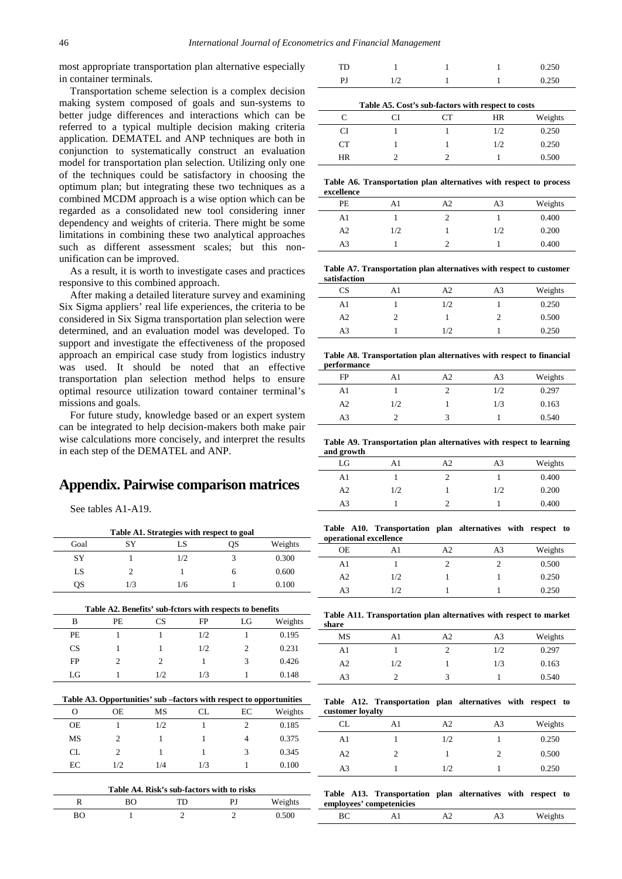most appropriate transportation plan alternative especially in container terminals.

Transportation scheme selection is a complex decision making system composed of goals and sun-systems to better judge differences and interactions which can be referred to a typical multiple decision making criteria application. DEMATEL and ANP techniques are both in conjunction to systematically construct an evaluation model for transportation plan selection. Utilizing only one of the techniques could be satisfactory in choosing the optimum plan; but integrating these two techniques as a combined MCDM approach is a wise option which can be regarded as a consolidated new tool considering inner dependency and weights of criteria. There might be some limitations in combining these two analytical approaches such as different assessment scales; but this non-unification can be improved.

As a result, it is worth to investigate cases and practices responsive to this combined approach.

After making a detailed literature survey and examining Six Sigma appliers' real life experiences, the criteria to be considered in Six Sigma transportation plan selection were determined, and an evaluation model was developed. To support and investigate the effectiveness of the proposed approach an empirical case study from logistics industry was used. It should be noted that an effective transportation plan selection method helps to ensure optimal resource utilization toward container terminal's missions and goals.

For future study, knowledge based or an expert system can be integrated to help decision-makers both make pair wise calculations more concisely, and interpret the results in each step of the DEMATEL and ANP.

## Appendix. Pairwise comparison matrices

See tables A1-A19.

**Table A1. Strategies with respect to goal**

| Goal | SY | LS | QS | Weights |
|---|---|---|---|---|
| SY | 1 | 1/2 | 3 | 0.300 |
| LS | 2 | 1 | 6 | 0.600 |
| QS | 1/3 | 1/6 | 1 | 0.100 |

**Table A2. Benefits' sub-fctors with respects to benefits**

| B | PE | CS | FP | LG | Weights |
|---|---|---|---|---|---|
| PE | 1 | 1 | 1/2 | 1 | 0.195 |
| CS | 1 | 1 | 1/2 | 2 | 0.231 |
| FP | 2 | 2 | 1 | 3 | 0.426 |
| LG | 1 | 1/2 | 1/3 | 1 | 0.148 |

**Table A3. Opportunities' sub –factors with respect to opportunities**

| O | OE | MS | CL | EC | Weights |
|---|---|---|---|---|---|
| OE | 1 | 1/2 | 1 | 2 | 0.185 |
| MS | 2 | 1 | 1 | 4 | 0.375 |
| CL | 2 | 1 | 1 | 3 | 0.345 |
| EC | 1/2 | 1/4 | 1/3 | 1 | 0.100 |

**Table A4. Risk's sub-factors with to risks**

| R | BO | TD | PJ | Weights |
|---|---|---|---|---|
| BO | 1 | 2 | 2 | 0.500 |
| TD | 1 | 1 | 1 | 0.250 |
| PJ | 1/2 | 1 | 1 | 0.250 |

**Table A5. Cost's sub-factors with respect to costs**

| C | CI | CT | HR | Weights |
|---|---|---|---|---|
| CI | 1 | 1 | 1/2 | 0.250 |
| CT | 1 | 1 | 1/2 | 0.250 |
| HR | 2 | 2 | 1 | 0.500 |

**Table A6. Transportation plan alternatives with respect to process excellence**

| PE | A1 | A2 | A3 | Weights |
|---|---|---|---|---|
| A1 | 1 | 2 | 1 | 0.400 |
| A2 | 1/2 | 1 | 1/2 | 0.200 |
| A3 | 1 | 2 | 1 | 0.400 |

**Table A7. Transportation plan alternatives with respect to customer satisfaction**

| CS | A1 | A2 | A3 | Weights |
|---|---|---|---|---|
| A1 | 1 | 1/2 | 1 | 0.250 |
| A2 | 2 | 1 | 2 | 0.500 |
| A3 | 1 | 1/2 | 1 | 0.250 |

**Table A8. Transportation plan alternatives with respect to financial performance**

| FP | A1 | A2 | A3 | Weights |
|---|---|---|---|---|
| A1 | 1 | 2 | 1/2 | 0.297 |
| A2 | 1/2 | 1 | 1/3 | 0.163 |
| A3 | 2 | 3 | 1 | 0.540 |

**Table A9. Transportation plan alternatives with respect to learning and growth**

| LG | A1 | A2 | A3 | Weights |
|---|---|---|---|---|
| A1 | 1 | 2 | 1 | 0.400 |
| A2 | 1/2 | 1 | 1/2 | 0.200 |
| A3 | 1 | 2 | 1 | 0.400 |

**Table A10. Transportation plan alternatives with respect to operational excellence**

| OE | A1 | A2 | A3 | Weights |
|---|---|---|---|---|
| A1 | 1 | 2 | 2 | 0.500 |
| A2 | 1/2 | 1 | 1 | 0.250 |
| A3 | 1/2 | 1 | 1 | 0.250 |

**Table A11. Transportation plan alternatives with respect to market share**

| MS | A1 | A2 | A3 | Weights |
|---|---|---|---|---|
| A1 | 1 | 2 | 1/2 | 0.297 |
| A2 | 1/2 | 1 | 1/3 | 0.163 |
| A3 | 2 | 3 | 1 | 0.540 |

**Table A12. Transportation plan alternatives with respect to customer loyalty**

| CL | A1 | A2 | A3 | Weights |
|---|---|---|---|---|
| A1 | 1 | 1/2 | 1 | 0.250 |
| A2 | 2 | 1 | 2 | 0.500 |
| A3 | 1 | 1/2 | 1 | 0.250 |

**Table A13. Transportation plan alternatives with respect to employees' competenicies**

| BC | A1 | A2 | A3 | Weights |
|---|---|---|---|---|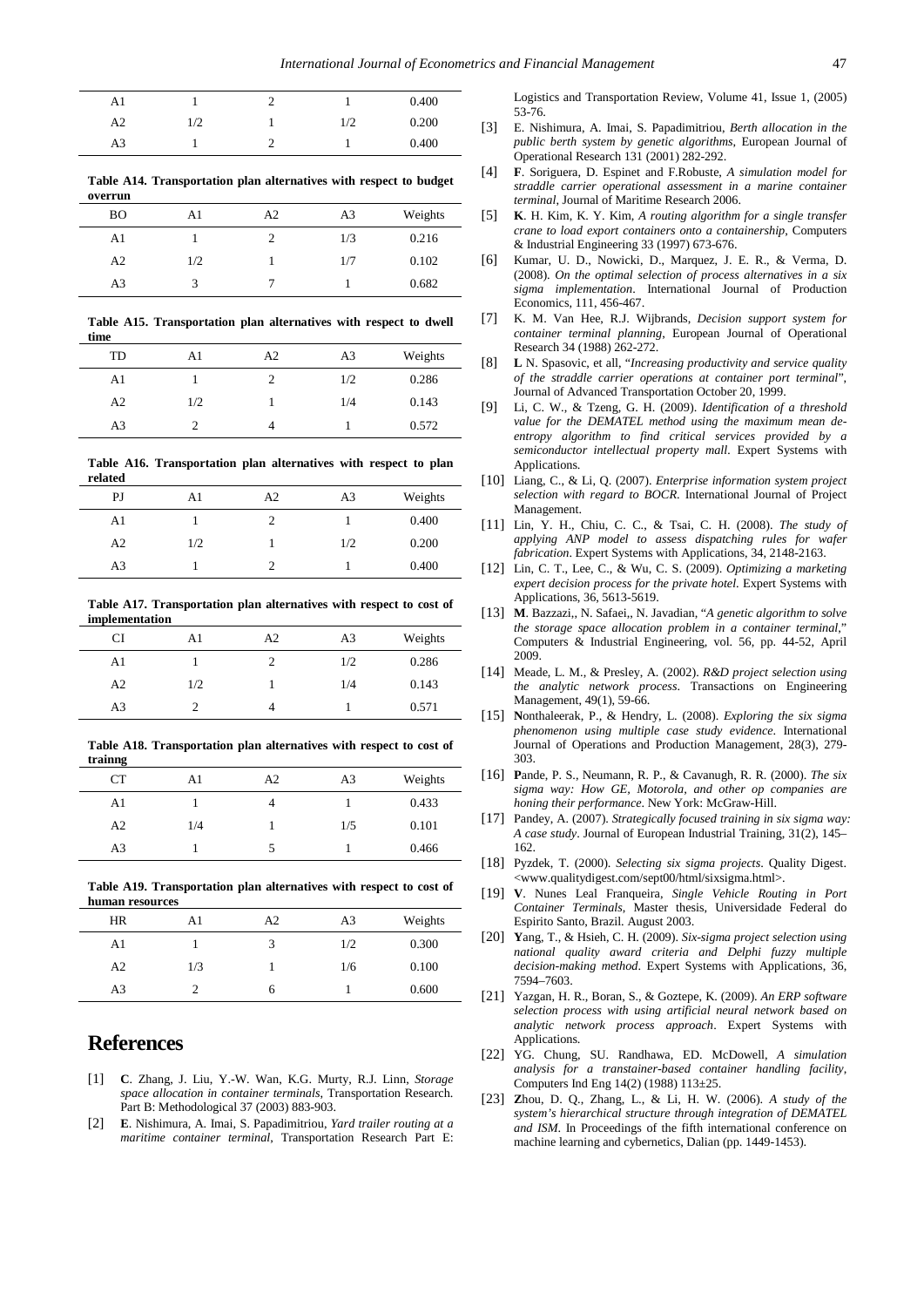| | | | | |
|---|---|---|---|---|
| A1 | 1 | 2 | 1 | 0.400 |
| A2 | 1/2 | 1 | 1/2 | 0.200 |
| A3 | 1 | 2 | 1 | 0.400 |

**Table A14. Transportation plan alternatives with respect to budget overrun**

| BO | A1 | A2 | A3 | Weights |
|---|---|---|---|---|
| A1 | 1 | 2 | 1/3 | 0.216 |
| A2 | 1/2 | 1 | 1/7 | 0.102 |
| A3 | 3 | 7 | 1 | 0.682 |

**Table A15. Transportation plan alternatives with respect to dwell time**

| TD | A1 | A2 | A3 | Weights |
|---|---|---|---|---|
| A1 | 1 | 2 | 1/2 | 0.286 |
| A2 | 1/2 | 1 | 1/4 | 0.143 |
| A3 | 2 | 4 | 1 | 0.572 |

**Table A16. Transportation plan alternatives with respect to plan related**

| PJ | A1 | A2 | A3 | Weights |
|---|---|---|---|---|
| A1 | 1 | 2 | 1 | 0.400 |
| A2 | 1/2 | 1 | 1/2 | 0.200 |
| A3 | 1 | 2 | 1 | 0.400 |

**Table A17. Transportation plan alternatives with respect to cost of implementation**

| CI | A1 | A2 | A3 | Weights |
|---|---|---|---|---|
| A1 | 1 | 2 | 1/2 | 0.286 |
| A2 | 1/2 | 1 | 1/4 | 0.143 |
| A3 | 2 | 4 | 1 | 0.571 |

**Table A18. Transportation plan alternatives with respect to cost of trainng**

| CT | A1 | A2 | A3 | Weights |
|---|---|---|---|---|
| A1 | 1 | 4 | 1 | 0.433 |
| A2 | 1/4 | 1 | 1/5 | 0.101 |
| A3 | 1 | 5 | 1 | 0.466 |

**Table A19. Transportation plan alternatives with respect to cost of human resources**

| HR | A1 | A2 | A3 | Weights |
|---|---|---|---|---|
| A1 | 1 | 3 | 1/2 | 0.300 |
| A2 | 1/3 | 1 | 1/6 | 0.100 |
| A3 | 2 | 6 | 1 | 0.600 |

# References

[1] **C**. Zhang, J. Liu, Y.-W. Wan, K.G. Murty, R.J. Linn, *Storage space allocation in container terminals*, Transportation Research. Part B: Methodological 37 (2003) 883-903.

[2] **E**. Nishimura, A. Imai, S. Papadimitriou, *Yard trailer routing at a maritime container terminal*, Transportation Research Part E: Logistics and Transportation Review, Volume 41, Issue 1, (2005) 53-76.

[3] E. Nishimura, A. Imai, S. Papadimitriou, *Berth allocation in the public berth system by genetic algorithms*, European Journal of Operational Research 131 (2001) 282-292.

[4] **F**. Soriguera, D. Espinet and F.Robuste, *A simulation model for straddle carrier operational assessment in a marine container terminal*, Journal of Maritime Research 2006.

[5] **K**. H. Kim, K. Y. Kim, *A routing algorithm for a single transfer crane to load export containers onto a containership*, Computers & Industrial Engineering 33 (1997) 673-676.

[6] Kumar, U. D., Nowicki, D., Marquez, J. E. R., & Verma, D. (2008). *On the optimal selection of process alternatives in a six sigma implementation*. International Journal of Production Economics, 111, 456-467.

[7] K. M. Van Hee, R.J. Wijbrands, *Decision support system for container terminal planning*, European Journal of Operational Research 34 (1988) 262-272.

[8] **L** N. Spasovic, et all, "*Increasing productivity and service quality of the straddle carrier operations at container port terminal*", Journal of Advanced Transportation October 20, 1999.

[9] Li, C. W., & Tzeng, G. H. (2009). *Identification of a threshold value for the DEMATEL method using the maximum mean de-entropy algorithm to find critical services provided by a semiconductor intellectual property mall*. Expert Systems with Applications.

[10] Liang, C., & Li, Q. (2007). *Enterprise information system project selection with regard to BOCR*. International Journal of Project Management.

[11] Lin, Y. H., Chiu, C. C., & Tsai, C. H. (2008). *The study of applying ANP model to assess dispatching rules for wafer fabrication*. Expert Systems with Applications, 34, 2148-2163.

[12] Lin, C. T., Lee, C., & Wu, C. S. (2009). *Optimizing a marketing expert decision process for the private hotel*. Expert Systems with Applications, 36, 5613-5619.

[13] **M**. Bazzazi,, N. Safaei,, N. Javadian, "*A genetic algorithm to solve the storage space allocation problem in a container terminal*," Computers & Industrial Engineering, vol. 56, pp. 44-52, April 2009.

[14] Meade, L. M., & Presley, A. (2002). *R&D project selection using the analytic network process*. Transactions on Engineering Management, 49(1), 59-66.

[15] **N**onthaleerak, P., & Hendry, L. (2008). *Exploring the six sigma phenomenon using multiple case study evidence*. International Journal of Operations and Production Management, 28(3), 279-303.

[16] **P**ande, P. S., Neumann, R. P., & Cavanugh, R. R. (2000). *The six sigma way: How GE, Motorola, and other op companies are honing their performance*. New York: McGraw-Hill.

[17] Pandey, A. (2007). *Strategically focused training in six sigma way: A case study*. Journal of European Industrial Training, 31(2), 145–162.

[18] Pyzdek, T. (2000). *Selecting six sigma projects*. Quality Digest. <www.qualitydigest.com/sept00/html/sixsigma.html>.

[19] **V**. Nunes Leal Franqueira, *Single Vehicle Routing in Port Container Terminals*, Master thesis, Universidade Federal do Espirito Santo, Brazil. August 2003.

[20] **Y**ang, T., & Hsieh, C. H. (2009). *Six-sigma project selection using national quality award criteria and Delphi fuzzy multiple decision-making method*. Expert Systems with Applications, 36, 7594–7603.

[21] Yazgan, H. R., Boran, S., & Goztepe, K. (2009). *An ERP software selection process with using artificial neural network based on analytic network process approach*. Expert Systems with Applications.

[22] YG. Chung, SU. Randhawa, ED. McDowell, *A simulation analysis for a transtainer-based container handling facility*, Computers Ind Eng 14(2) (1988) 113±25.

[23] **Z**hou, D. Q., Zhang, L., & Li, H. W. (2006). *A study of the system's hierarchical structure through integration of DEMATEL and ISM*. In Proceedings of the fifth international conference on machine learning and cybernetics, Dalian (pp. 1449-1453).